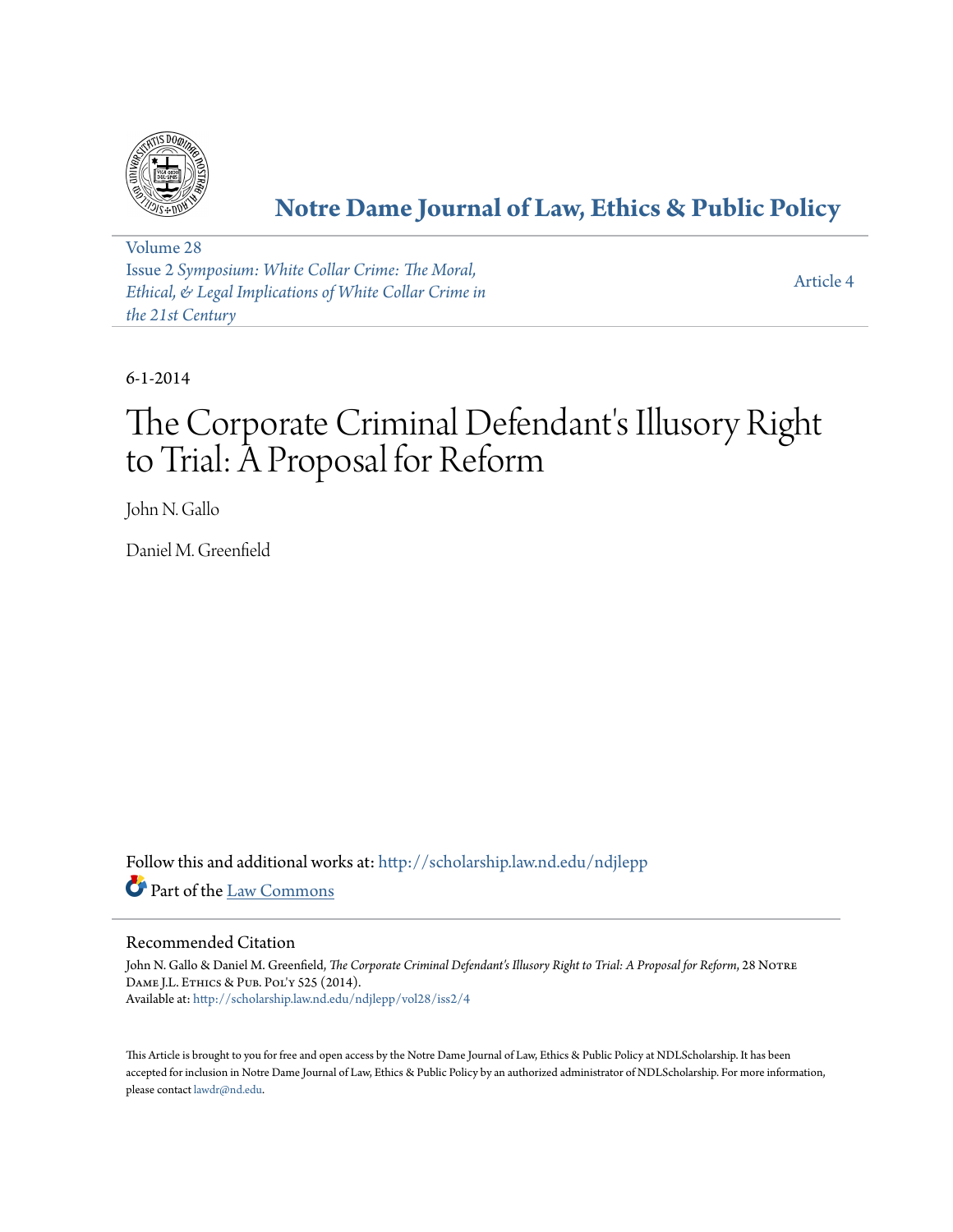# Notre Dame Journal of Law, Ethics & Public Policy

Volume 28
Issue 2 *Symposium: White Collar Crime: The Moral, Ethical, & Legal Implications of White Collar Crime in the 21st Century*

Article 4

6-1-2014

# The Corporate Criminal Defendant's Illusory Right to Trial: A Proposal for Reform

John N. Gallo

Daniel M. Greenfield

Follow this and additional works at: http://scholarship.law.nd.edu/ndjlepp

Part of the Law Commons

## Recommended Citation

John N. Gallo & Daniel M. Greenfield, *The Corporate Criminal Defendant's Illusory Right to Trial: A Proposal for Reform*, 28 Notre Dame J.L. Ethics & Pub. Pol'y 525 (2014).
Available at: http://scholarship.law.nd.edu/ndjlepp/vol28/iss2/4

This Article is brought to you for free and open access by the Notre Dame Journal of Law, Ethics & Public Policy at NDLScholarship. It has been accepted for inclusion in Notre Dame Journal of Law, Ethics & Public Policy by an authorized administrator of NDLScholarship. For more information, please contact lawdr@nd.edu.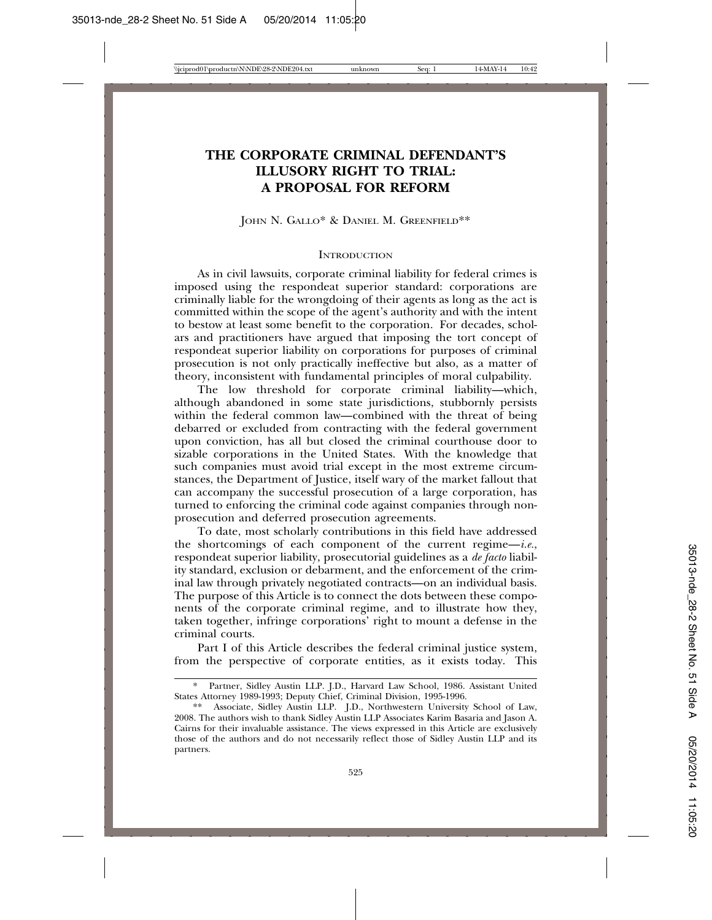# THE CORPORATE CRIMINAL DEFENDANT'S ILLUSORY RIGHT TO TRIAL: A PROPOSAL FOR REFORM

John N. Gallo* & Daniel M. Greenfield**

## Introduction

As in civil lawsuits, corporate criminal liability for federal crimes is imposed using the respondeat superior standard: corporations are criminally liable for the wrongdoing of their agents as long as the act is committed within the scope of the agent's authority and with the intent to bestow at least some benefit to the corporation. For decades, scholars and practitioners have argued that imposing the tort concept of respondeat superior liability on corporations for purposes of criminal prosecution is not only practically ineffective but also, as a matter of theory, inconsistent with fundamental principles of moral culpability.

The low threshold for corporate criminal liability—which, although abandoned in some state jurisdictions, stubbornly persists within the federal common law—combined with the threat of being debarred or excluded from contracting with the federal government upon conviction, has all but closed the criminal courthouse door to sizable corporations in the United States. With the knowledge that such companies must avoid trial except in the most extreme circumstances, the Department of Justice, itself wary of the market fallout that can accompany the successful prosecution of a large corporation, has turned to enforcing the criminal code against companies through non-prosecution and deferred prosecution agreements.

To date, most scholarly contributions in this field have addressed the shortcomings of each component of the current regime—*i.e.*, respondeat superior liability, prosecutorial guidelines as a *de facto* liability standard, exclusion or debarment, and the enforcement of the criminal law through privately negotiated contracts—on an individual basis. The purpose of this Article is to connect the dots between these components of the corporate criminal regime, and to illustrate how they, taken together, infringe corporations' right to mount a defense in the criminal courts.

Part I of this Article describes the federal criminal justice system, from the perspective of corporate entities, as it exists today. This

---

\* Partner, Sidley Austin LLP. J.D., Harvard Law School, 1986. Assistant United States Attorney 1989-1993; Deputy Chief, Criminal Division, 1995-1996.

\*\* Associate, Sidley Austin LLP. J.D., Northwestern University School of Law, 2008. The authors wish to thank Sidley Austin LLP Associates Karim Basaria and Jason A. Cairns for their invaluable assistance. The views expressed in this Article are exclusively those of the authors and do not necessarily reflect those of Sidley Austin LLP and its partners.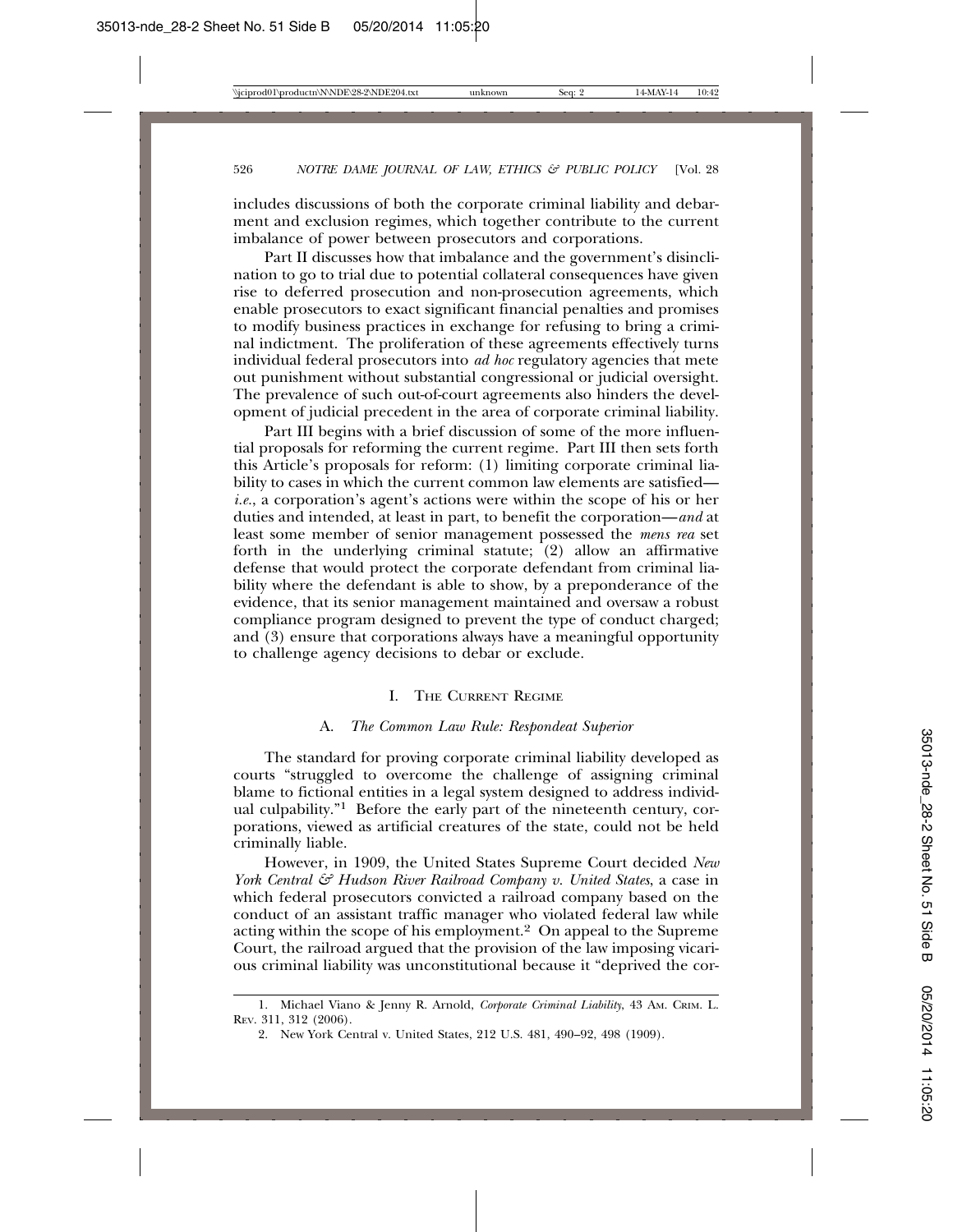includes discussions of both the corporate criminal liability and debarment and exclusion regimes, which together contribute to the current imbalance of power between prosecutors and corporations.

Part II discusses how that imbalance and the government's disinclination to go to trial due to potential collateral consequences have given rise to deferred prosecution and non-prosecution agreements, which enable prosecutors to exact significant financial penalties and promises to modify business practices in exchange for refusing to bring a criminal indictment. The proliferation of these agreements effectively turns individual federal prosecutors into *ad hoc* regulatory agencies that mete out punishment without substantial congressional or judicial oversight. The prevalence of such out-of-court agreements also hinders the development of judicial precedent in the area of corporate criminal liability.

Part III begins with a brief discussion of some of the more influential proposals for reforming the current regime. Part III then sets forth this Article's proposals for reform: (1) limiting corporate criminal liability to cases in which the current common law elements are satisfied—*i.e.*, a corporation's agent's actions were within the scope of his or her duties and intended, at least in part, to benefit the corporation—*and* at least some member of senior management possessed the *mens rea* set forth in the underlying criminal statute; (2) allow an affirmative defense that would protect the corporate defendant from criminal liability where the defendant is able to show, by a preponderance of the evidence, that its senior management maintained and oversaw a robust compliance program designed to prevent the type of conduct charged; and (3) ensure that corporations always have a meaningful opportunity to challenge agency decisions to debar or exclude.

## I. The Current Regime

### A. *The Common Law Rule: Respondeat Superior*

The standard for proving corporate criminal liability developed as courts "struggled to overcome the challenge of assigning criminal blame to fictional entities in a legal system designed to address individual culpability."[1] Before the early part of the nineteenth century, corporations, viewed as artificial creatures of the state, could not be held criminally liable.

However, in 1909, the United States Supreme Court decided *New York Central & Hudson River Railroad Company v. United States*, a case in which federal prosecutors convicted a railroad company based on the conduct of an assistant traffic manager who violated federal law while acting within the scope of his employment.[2] On appeal to the Supreme Court, the railroad argued that the provision of the law imposing vicarious criminal liability was unconstitutional because it "deprived the cor-

---

1. Michael Viano & Jenny R. Arnold, *Corporate Criminal Liability*, 43 Am. Crim. L. Rev. 311, 312 (2006).

2. New York Central v. United States, 212 U.S. 481, 490–92, 498 (1909).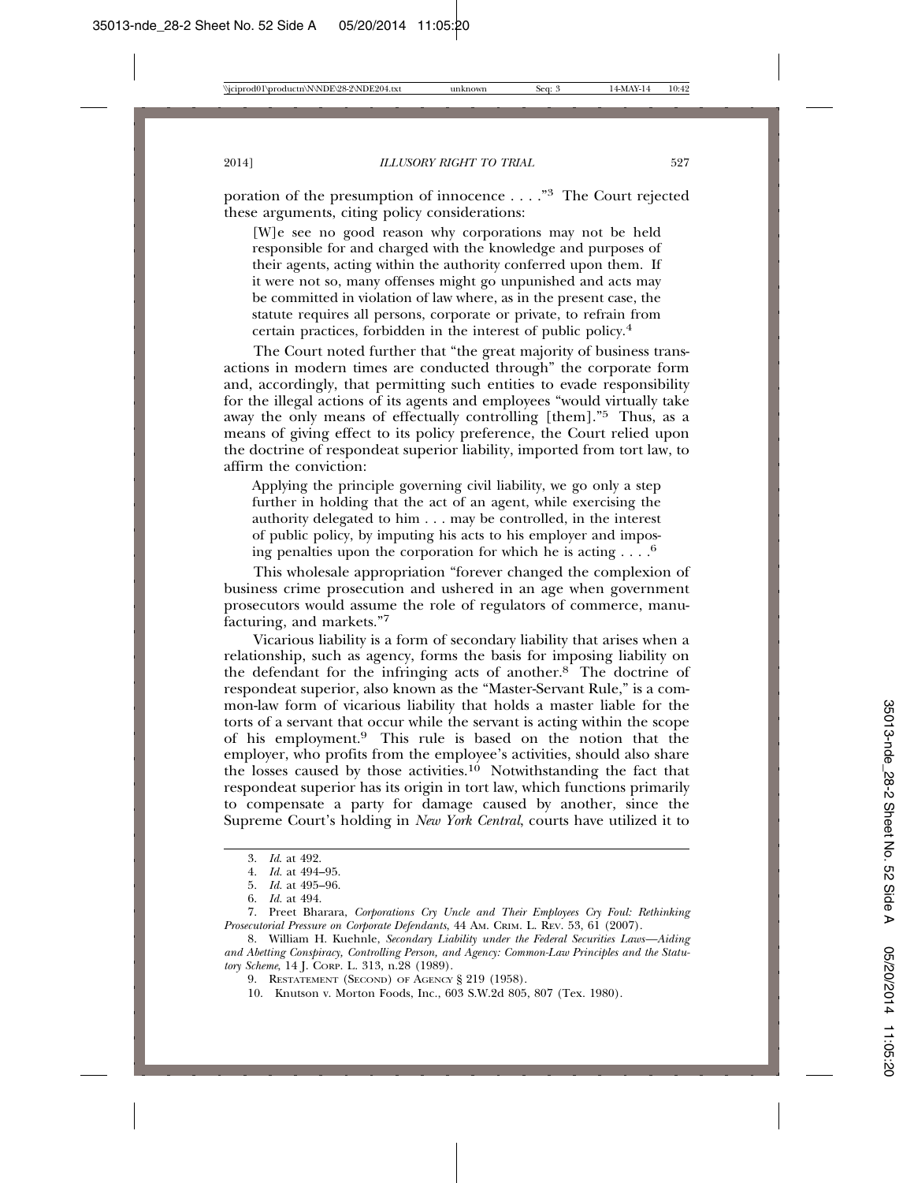poration of the presumption of innocence . . . ."[3] The Court rejected these arguments, citing policy considerations:

> [W]e see no good reason why corporations may not be held responsible for and charged with the knowledge and purposes of their agents, acting within the authority conferred upon them. If it were not so, many offenses might go unpunished and acts may be committed in violation of law where, as in the present case, the statute requires all persons, corporate or private, to refrain from certain practices, forbidden in the interest of public policy.[4]

The Court noted further that "the great majority of business transactions in modern times are conducted through" the corporate form and, accordingly, that permitting such entities to evade responsibility for the illegal actions of its agents and employees "would virtually take away the only means of effectually controlling [them]."[5] Thus, as a means of giving effect to its policy preference, the Court relied upon the doctrine of respondeat superior liability, imported from tort law, to affirm the conviction:

> Applying the principle governing civil liability, we go only a step further in holding that the act of an agent, while exercising the authority delegated to him . . . may be controlled, in the interest of public policy, by imputing his acts to his employer and imposing penalties upon the corporation for which he is acting . . . .[6]

This wholesale appropriation "forever changed the complexion of business crime prosecution and ushered in an age when government prosecutors would assume the role of regulators of commerce, manufacturing, and markets."[7]

Vicarious liability is a form of secondary liability that arises when a relationship, such as agency, forms the basis for imposing liability on the defendant for the infringing acts of another.[8] The doctrine of respondeat superior, also known as the "Master-Servant Rule," is a common-law form of vicarious liability that holds a master liable for the torts of a servant that occur while the servant is acting within the scope of his employment.[9] This rule is based on the notion that the employer, who profits from the employee's activities, should also share the losses caused by those activities.[10] Notwithstanding the fact that respondeat superior has its origin in tort law, which functions primarily to compensate a party for damage caused by another, since the Supreme Court's holding in *New York Central*, courts have utilized it to

---

3. *Id.* at 492.
4. *Id.* at 494–95.
5. *Id.* at 495–96.
6. *Id.* at 494.
7. Preet Bharara, *Corporations Cry Uncle and Their Employees Cry Foul: Rethinking Prosecutorial Pressure on Corporate Defendants*, 44 AM. CRIM. L. REV. 53, 61 (2007).
8. William H. Kuehnle, *Secondary Liability under the Federal Securities Laws—Aiding and Abetting Conspiracy, Controlling Person, and Agency: Common-Law Principles and the Statutory Scheme*, 14 J. CORP. L. 313, n.28 (1989).
9. RESTATEMENT (SECOND) OF AGENCY § 219 (1958).
10. Knutson v. Morton Foods, Inc., 603 S.W.2d 805, 807 (Tex. 1980).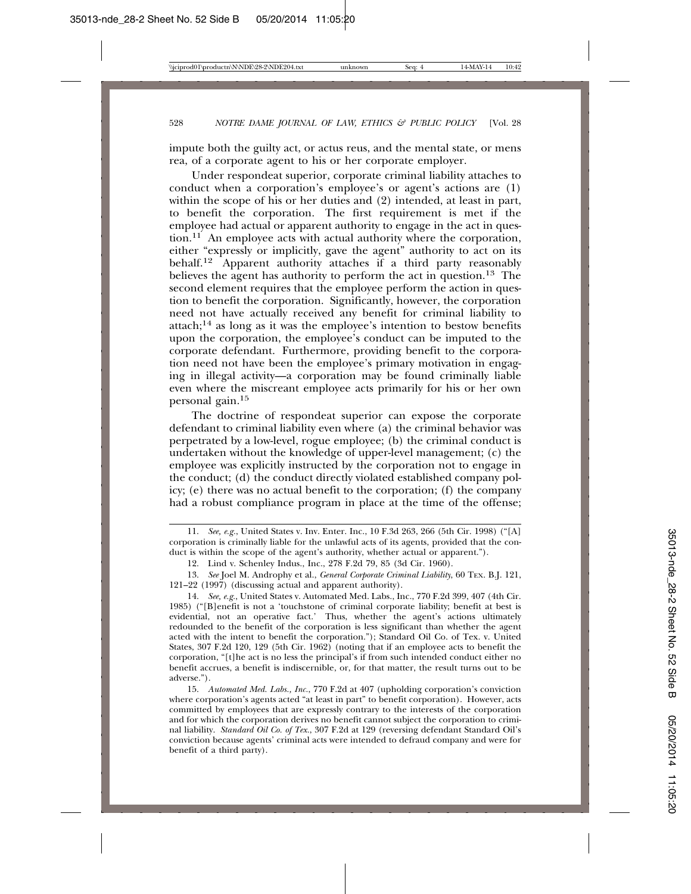impute both the guilty act, or actus reus, and the mental state, or mens rea, of a corporate agent to his or her corporate employer.

Under respondeat superior, corporate criminal liability attaches to conduct when a corporation's employee's or agent's actions are (1) within the scope of his or her duties and (2) intended, at least in part, to benefit the corporation. The first requirement is met if the employee had actual or apparent authority to engage in the act in question.[11] An employee acts with actual authority where the corporation, either "expressly or implicitly, gave the agent" authority to act on its behalf.[12] Apparent authority attaches if a third party reasonably believes the agent has authority to perform the act in question.[13] The second element requires that the employee perform the action in question to benefit the corporation. Significantly, however, the corporation need not have actually received any benefit for criminal liability to attach;[14] as long as it was the employee's intention to bestow benefits upon the corporation, the employee's conduct can be imputed to the corporate defendant. Furthermore, providing benefit to the corporation need not have been the employee's primary motivation in engaging in illegal activity—a corporation may be found criminally liable even where the miscreant employee acts primarily for his or her own personal gain.[15]

The doctrine of respondeat superior can expose the corporate defendant to criminal liability even where (a) the criminal behavior was perpetrated by a low-level, rogue employee; (b) the criminal conduct is undertaken without the knowledge of upper-level management; (c) the employee was explicitly instructed by the corporation not to engage in the conduct; (d) the conduct directly violated established company policy; (e) there was no actual benefit to the corporation; (f) the company had a robust compliance program in place at the time of the offense;

---

11. *See, e.g.*, United States v. Inv. Enter. Inc., 10 F.3d 263, 266 (5th Cir. 1998) ("[A] corporation is criminally liable for the unlawful acts of its agents, provided that the conduct is within the scope of the agent's authority, whether actual or apparent.").

12. Lind v. Schenley Indus., Inc., 278 F.2d 79, 85 (3d Cir. 1960).

13. *See* Joel M. Androphy et al., *General Corporate Criminal Liability*, 60 Tex. B.J. 121, 121–22 (1997) (discussing actual and apparent authority).

14. *See, e.g.*, United States v. Automated Med. Labs., Inc., 770 F.2d 399, 407 (4th Cir. 1985) ("[B]enefit is not a 'touchstone of criminal corporate liability; benefit at best is evidential, not an operative fact.' Thus, whether the agent's actions ultimately redounded to the benefit of the corporation is less significant than whether the agent acted with the intent to benefit the corporation."); Standard Oil Co. of Tex. v. United States, 307 F.2d 120, 129 (5th Cir. 1962) (noting that if an employee acts to benefit the corporation, "[t]he act is no less the principal's if from such intended conduct either no benefit accrues, a benefit is indiscernible, or, for that matter, the result turns out to be adverse.").

15. *Automated Med. Labs., Inc.*, 770 F.2d at 407 (upholding corporation's conviction where corporation's agents acted "at least in part" to benefit corporation). However, acts committed by employees that are expressly contrary to the interests of the corporation and for which the corporation derives no benefit cannot subject the corporation to criminal liability. *Standard Oil Co. of Tex.*, 307 F.2d at 129 (reversing defendant Standard Oil's conviction because agents' criminal acts were intended to defraud company and were for benefit of a third party).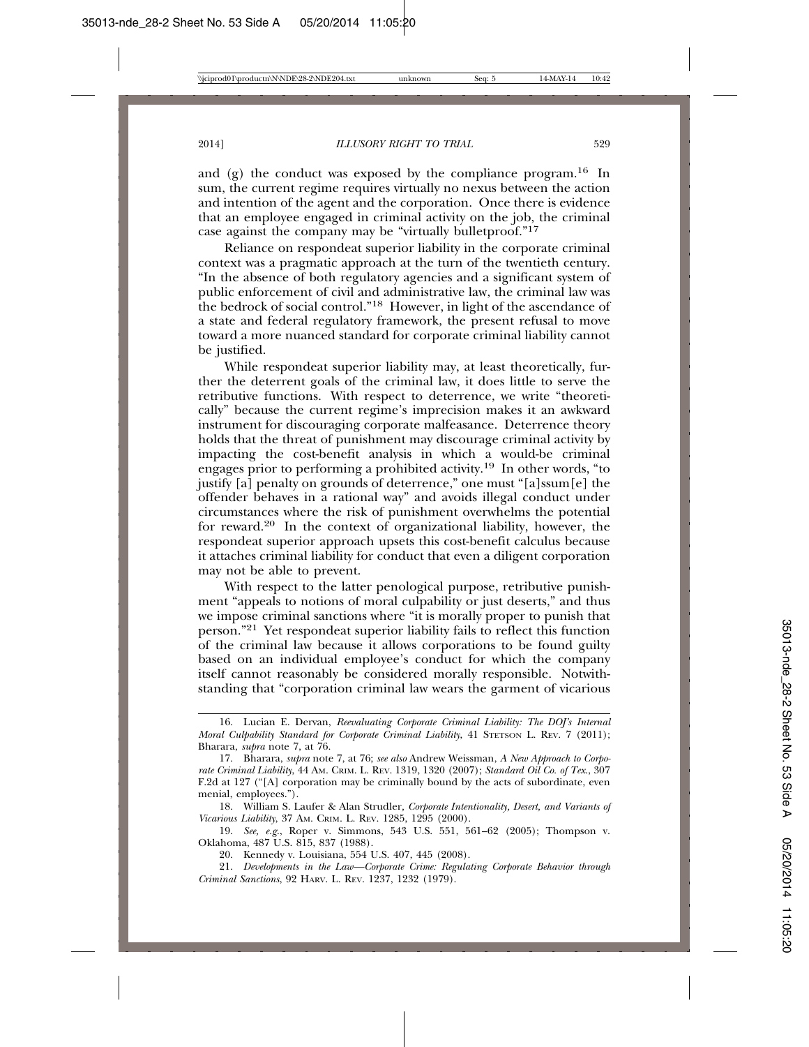and (g) the conduct was exposed by the compliance program.[16] In sum, the current regime requires virtually no nexus between the action and intention of the agent and the corporation. Once there is evidence that an employee engaged in criminal activity on the job, the criminal case against the company may be "virtually bulletproof."[17]

Reliance on respondeat superior liability in the corporate criminal context was a pragmatic approach at the turn of the twentieth century. "In the absence of both regulatory agencies and a significant system of public enforcement of civil and administrative law, the criminal law was the bedrock of social control."[18] However, in light of the ascendance of a state and federal regulatory framework, the present refusal to move toward a more nuanced standard for corporate criminal liability cannot be justified.

While respondeat superior liability may, at least theoretically, further the deterrent goals of the criminal law, it does little to serve the retributive functions. With respect to deterrence, we write "theoretically" because the current regime's imprecision makes it an awkward instrument for discouraging corporate malfeasance. Deterrence theory holds that the threat of punishment may discourage criminal activity by impacting the cost-benefit analysis in which a would-be criminal engages prior to performing a prohibited activity.[19] In other words, "to justify [a] penalty on grounds of deterrence," one must "[a]ssum[e] the offender behaves in a rational way" and avoids illegal conduct under circumstances where the risk of punishment overwhelms the potential for reward.[20] In the context of organizational liability, however, the respondeat superior approach upsets this cost-benefit calculus because it attaches criminal liability for conduct that even a diligent corporation may not be able to prevent.

With respect to the latter penological purpose, retributive punishment "appeals to notions of moral culpability or just deserts," and thus we impose criminal sanctions where "it is morally proper to punish that person."[21] Yet respondeat superior liability fails to reflect this function of the criminal law because it allows corporations to be found guilty based on an individual employee's conduct for which the company itself cannot reasonably be considered morally responsible. Notwithstanding that "corporation criminal law wears the garment of vicarious

---

16. Lucian E. Dervan, *Reevaluating Corporate Criminal Liability: The DOJ's Internal Moral Culpability Standard for Corporate Criminal Liability*, 41 STETSON L. REV. 7 (2011); Bharara, *supra* note 7, at 76.

17. Bharara, *supra* note 7, at 76; *see also* Andrew Weissman, *A New Approach to Corporate Criminal Liability*, 44 AM. CRIM. L. REV. 1319, 1320 (2007); *Standard Oil Co. of Tex.*, 307 F.2d at 127 ("[A] corporation may be criminally bound by the acts of subordinate, even menial, employees.").

18. William S. Laufer & Alan Strudler, *Corporate Intentionality, Desert, and Variants of Vicarious Liability*, 37 AM. CRIM. L. REV. 1285, 1295 (2000).

19. *See, e.g.*, Roper v. Simmons, 543 U.S. 551, 561–62 (2005); Thompson v. Oklahoma, 487 U.S. 815, 837 (1988).

20. Kennedy v. Louisiana, 554 U.S. 407, 445 (2008).

21. *Developments in the Law—Corporate Crime: Regulating Corporate Behavior through Criminal Sanctions*, 92 HARV. L. REV. 1237, 1232 (1979).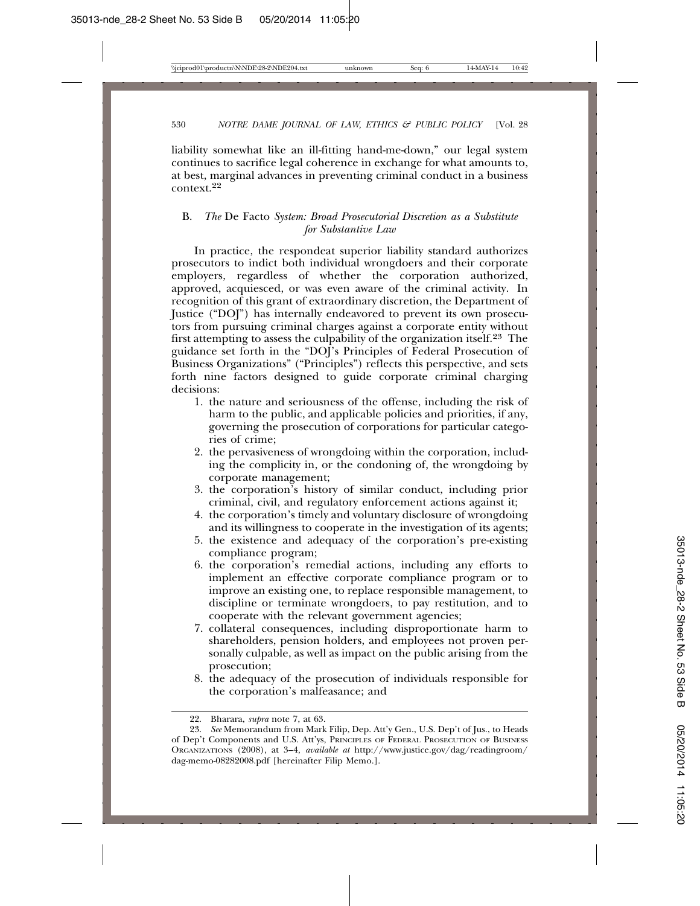liability somewhat like an ill-fitting hand-me-down," our legal system continues to sacrifice legal coherence in exchange for what amounts to, at best, marginal advances in preventing criminal conduct in a business context.[22]

### B. *The* De Facto *System: Broad Prosecutorial Discretion as a Substitute for Substantive Law*

In practice, the respondeat superior liability standard authorizes prosecutors to indict both individual wrongdoers and their corporate employers, regardless of whether the corporation authorized, approved, acquiesced, or was even aware of the criminal activity. In recognition of this grant of extraordinary discretion, the Department of Justice ("DOJ") has internally endeavored to prevent its own prosecutors from pursuing criminal charges against a corporate entity without first attempting to assess the culpability of the organization itself.[23] The guidance set forth in the "DOJ's Principles of Federal Prosecution of Business Organizations" ("Principles") reflects this perspective, and sets forth nine factors designed to guide corporate criminal charging decisions:

1. the nature and seriousness of the offense, including the risk of harm to the public, and applicable policies and priorities, if any, governing the prosecution of corporations for particular categories of crime;
2. the pervasiveness of wrongdoing within the corporation, including the complicity in, or the condoning of, the wrongdoing by corporate management;
3. the corporation's history of similar conduct, including prior criminal, civil, and regulatory enforcement actions against it;
4. the corporation's timely and voluntary disclosure of wrongdoing and its willingness to cooperate in the investigation of its agents;
5. the existence and adequacy of the corporation's pre-existing compliance program;
6. the corporation's remedial actions, including any efforts to implement an effective corporate compliance program or to improve an existing one, to replace responsible management, to discipline or terminate wrongdoers, to pay restitution, and to cooperate with the relevant government agencies;
7. collateral consequences, including disproportionate harm to shareholders, pension holders, and employees not proven personally culpable, as well as impact on the public arising from the prosecution;
8. the adequacy of the prosecution of individuals responsible for the corporation's malfeasance; and

---

22. Bharara, *supra* note 7, at 63.

23. *See* Memorandum from Mark Filip, Dep. Att'y Gen., U.S. Dep't of Jus., to Heads of Dep't Components and U.S. Att'ys, PRINCIPLES OF FEDERAL PROSECUTION OF BUSINESS ORGANIZATIONS (2008), at 3–4, *available at* http://www.justice.gov/dag/readingroom/dag-memo-08282008.pdf [hereinafter Filip Memo.].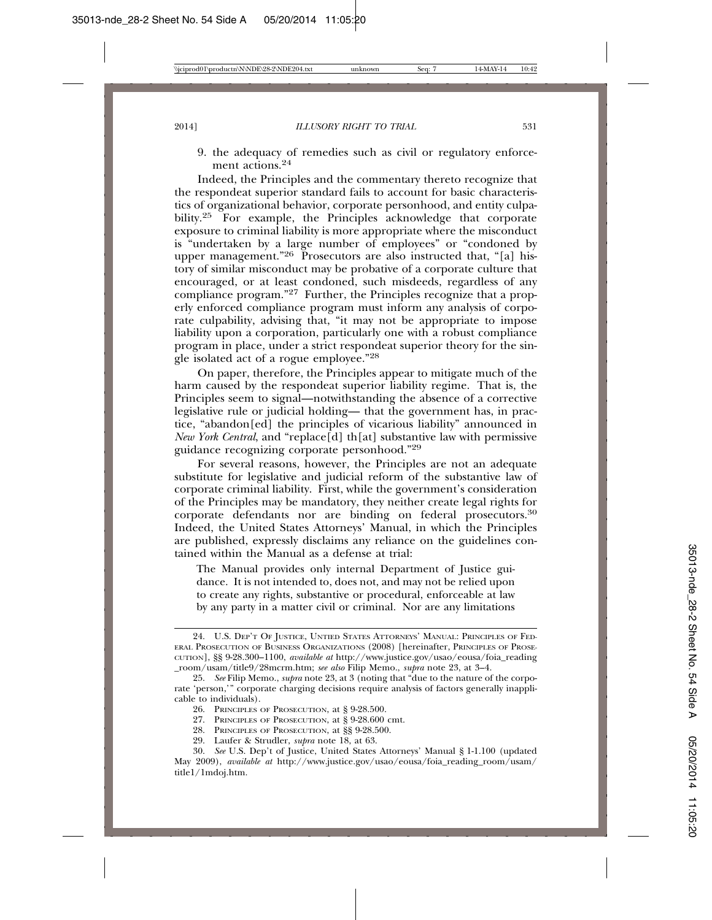9. the adequacy of remedies such as civil or regulatory enforcement actions.[24]

Indeed, the Principles and the commentary thereto recognize that the respondeat superior standard fails to account for basic characteristics of organizational behavior, corporate personhood, and entity culpability.[25] For example, the Principles acknowledge that corporate exposure to criminal liability is more appropriate where the misconduct is "undertaken by a large number of employees" or "condoned by upper management."[26] Prosecutors are also instructed that, "[a] history of similar misconduct may be probative of a corporate culture that encouraged, or at least condoned, such misdeeds, regardless of any compliance program."[27] Further, the Principles recognize that a properly enforced compliance program must inform any analysis of corporate culpability, advising that, "it may not be appropriate to impose liability upon a corporation, particularly one with a robust compliance program in place, under a strict respondeat superior theory for the single isolated act of a rogue employee."[28]

On paper, therefore, the Principles appear to mitigate much of the harm caused by the respondeat superior liability regime. That is, the Principles seem to signal—notwithstanding the absence of a corrective legislative rule or judicial holding— that the government has, in practice, "abandon[ed] the principles of vicarious liability" announced in *New York Central*, and "replace[d] th[at] substantive law with permissive guidance recognizing corporate personhood."[29]

For several reasons, however, the Principles are not an adequate substitute for legislative and judicial reform of the substantive law of corporate criminal liability. First, while the government's consideration of the Principles may be mandatory, they neither create legal rights for corporate defendants nor are binding on federal prosecutors.[30] Indeed, the United States Attorneys' Manual, in which the Principles are published, expressly disclaims any reliance on the guidelines contained within the Manual as a defense at trial:

> The Manual provides only internal Department of Justice guidance. It is not intended to, does not, and may not be relied upon to create any rights, substantive or procedural, enforceable at law by any party in a matter civil or criminal. Nor are any limitations

---

24. U.S. Dep't of Justice, Untied States Attorneys' Manual: Principles of Federal Prosecution of Business Organizations (2008) [hereinafter, Principles of Prosecution], §§ 9-28.300–1100, *available at* http://www.justice.gov/usao/eousa/foia_reading_room/usam/title9/28mcrm.htm; *see also* Filip Memo., *supra* note 23, at 3–4.

25. *See* Filip Memo., *supra* note 23, at 3 (noting that "due to the nature of the corporate 'person,'" corporate charging decisions require analysis of factors generally inapplicable to individuals).

26. Principles of Prosecution, at § 9-28.500.

27. Principles of Prosecution, at § 9-28.600 cmt.

28. Principles of Prosecution, at §§ 9-28.500.

29. Laufer & Strudler, *supra* note 18, at 63.

30. *See* U.S. Dep't of Justice, United States Attorneys' Manual § 1-1.100 (updated May 2009), *available at* http://www.justice.gov/usao/eousa/foia_reading_room/usam/title1/1mdoj.htm.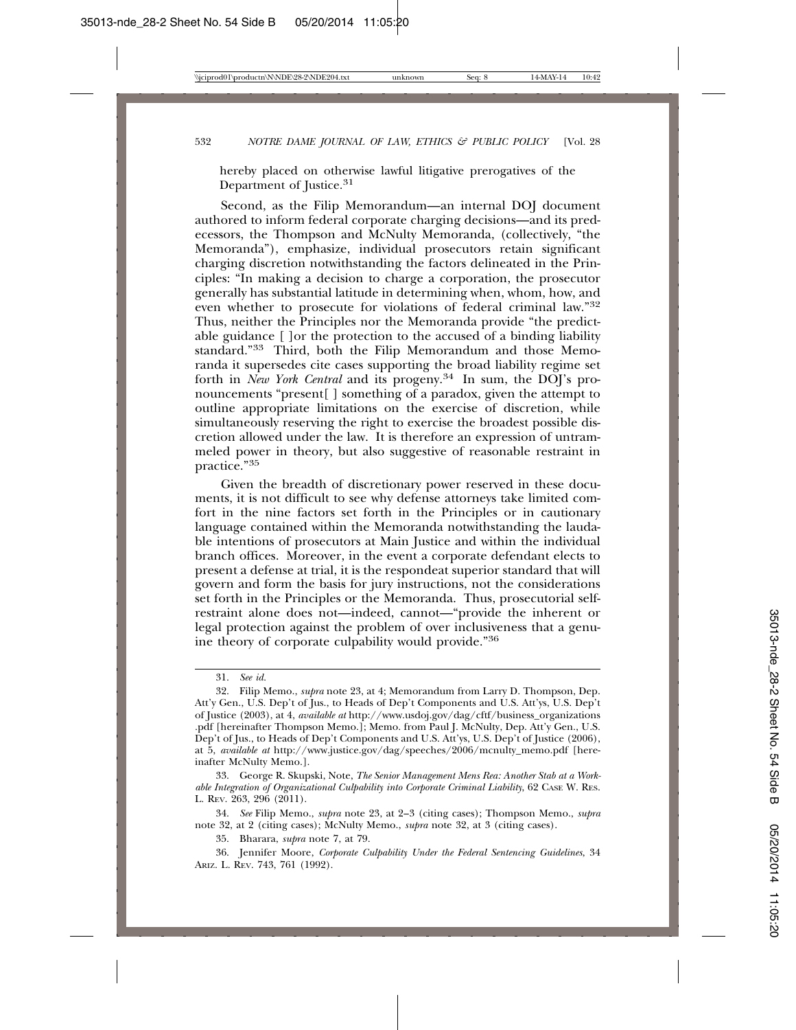hereby placed on otherwise lawful litigative prerogatives of the Department of Justice.[31]

Second, as the Filip Memorandum—an internal DOJ document authored to inform federal corporate charging decisions—and its predecessors, the Thompson and McNulty Memoranda, (collectively, "the Memoranda"), emphasize, individual prosecutors retain significant charging discretion notwithstanding the factors delineated in the Principles: "In making a decision to charge a corporation, the prosecutor generally has substantial latitude in determining when, whom, how, and even whether to prosecute for violations of federal criminal law."[32] Thus, neither the Principles nor the Memoranda provide "the predictable guidance [ ]or the protection to the accused of a binding liability standard."[33] Third, both the Filip Memorandum and those Memoranda it supersedes cite cases supporting the broad liability regime set forth in *New York Central* and its progeny.[34] In sum, the DOJ's pronouncements "present[ ] something of a paradox, given the attempt to outline appropriate limitations on the exercise of discretion, while simultaneously reserving the right to exercise the broadest possible discretion allowed under the law. It is therefore an expression of untrammeled power in theory, but also suggestive of reasonable restraint in practice."[35]

Given the breadth of discretionary power reserved in these documents, it is not difficult to see why defense attorneys take limited comfort in the nine factors set forth in the Principles or in cautionary language contained within the Memoranda notwithstanding the laudable intentions of prosecutors at Main Justice and within the individual branch offices. Moreover, in the event a corporate defendant elects to present a defense at trial, it is the respondeat superior standard that will govern and form the basis for jury instructions, not the considerations set forth in the Principles or the Memoranda. Thus, prosecutorial self-restraint alone does not—indeed, cannot—"provide the inherent or legal protection against the problem of over inclusiveness that a genuine theory of corporate culpability would provide."[36]

---

31. *See id.*

32. Filip Memo., *supra* note 23, at 4; Memorandum from Larry D. Thompson, Dep. Att'y Gen., U.S. Dep't of Jus., to Heads of Dep't Components and U.S. Att'ys, U.S. Dep't of Justice (2003), at 4, *available at* http://www.usdoj.gov/dag/cftf/business_organizations.pdf [hereinafter Thompson Memo.]; Memo. from Paul J. McNulty, Dep. Att'y Gen., U.S. Dep't of Jus., to Heads of Dep't Components and U.S. Att'ys, U.S. Dep't of Justice (2006), at 5, *available at* http://www.justice.gov/dag/speeches/2006/mcnulty_memo.pdf [hereinafter McNulty Memo.].

33. George R. Skupski, Note, *The Senior Management Mens Rea: Another Stab at a Workable Integration of Organizational Culpability into Corporate Criminal Liability*, 62 Case W. Res. L. Rev. 263, 296 (2011).

34. *See* Filip Memo., *supra* note 23, at 2–3 (citing cases); Thompson Memo., *supra* note 32, at 2 (citing cases); McNulty Memo., *supra* note 32, at 3 (citing cases).

35. Bharara, *supra* note 7, at 79.

36. Jennifer Moore, *Corporate Culpability Under the Federal Sentencing Guidelines*, 34 Ariz. L. Rev. 743, 761 (1992).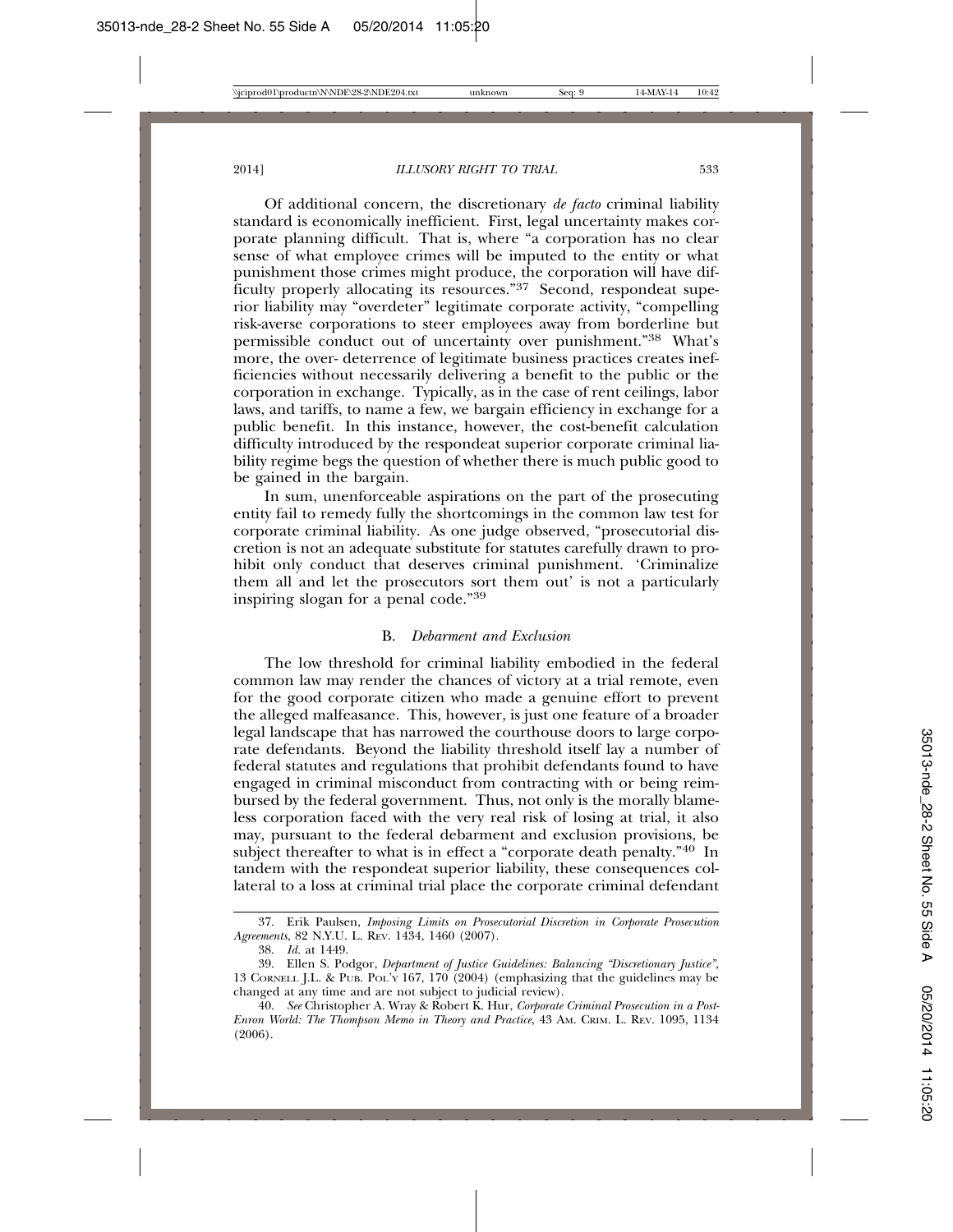Of additional concern, the discretionary *de facto* criminal liability standard is economically inefficient. First, legal uncertainty makes corporate planning difficult. That is, where "a corporation has no clear sense of what employee crimes will be imputed to the entity or what punishment those crimes might produce, the corporation will have difficulty properly allocating its resources."[37] Second, respondeat superior liability may "overdeter" legitimate corporate activity, "compelling risk-averse corporations to steer employees away from borderline but permissible conduct out of uncertainty over punishment."[38] What's more, the over- deterrence of legitimate business practices creates inefficiencies without necessarily delivering a benefit to the public or the corporation in exchange. Typically, as in the case of rent ceilings, labor laws, and tariffs, to name a few, we bargain efficiency in exchange for a public benefit. In this instance, however, the cost-benefit calculation difficulty introduced by the respondeat superior corporate criminal liability regime begs the question of whether there is much public good to be gained in the bargain.

In sum, unenforceable aspirations on the part of the prosecuting entity fail to remedy fully the shortcomings in the common law test for corporate criminal liability. As one judge observed, "prosecutorial discretion is not an adequate substitute for statutes carefully drawn to prohibit only conduct that deserves criminal punishment. 'Criminalize them all and let the prosecutors sort them out' is not a particularly inspiring slogan for a penal code."[39]

### B. *Debarment and Exclusion*

The low threshold for criminal liability embodied in the federal common law may render the chances of victory at a trial remote, even for the good corporate citizen who made a genuine effort to prevent the alleged malfeasance. This, however, is just one feature of a broader legal landscape that has narrowed the courthouse doors to large corporate defendants. Beyond the liability threshold itself lay a number of federal statutes and regulations that prohibit defendants found to have engaged in criminal misconduct from contracting with or being reimbursed by the federal government. Thus, not only is the morally blameless corporation faced with the very real risk of losing at trial, it also may, pursuant to the federal debarment and exclusion provisions, be subject thereafter to what is in effect a "corporate death penalty."[40] In tandem with the respondeat superior liability, these consequences collateral to a loss at criminal trial place the corporate criminal defendant

---

37. Erik Paulsen, *Imposing Limits on Prosecutorial Discretion in Corporate Prosecution Agreements*, 82 N.Y.U. L. REV. 1434, 1460 (2007).

38. *Id.* at 1449.

39. Ellen S. Podgor, *Department of Justice Guidelines: Balancing "Discretionary Justice"*, 13 CORNELL J.L. & PUB. POL'Y 167, 170 (2004) (emphasizing that the guidelines may be changed at any time and are not subject to judicial review).

40. *See* Christopher A. Wray & Robert K. Hur, *Corporate Criminal Prosecution in a Post-Enron World: The Thompson Memo in Theory and Practice*, 43 AM. CRIM. L. REV. 1095, 1134 (2006).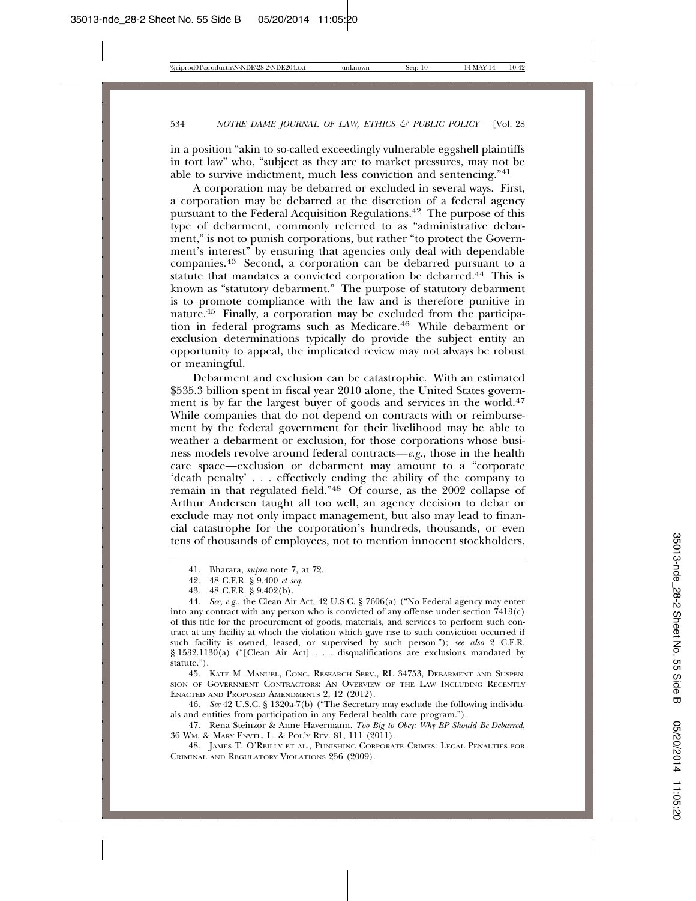in a position "akin to so-called exceedingly vulnerable eggshell plaintiffs in tort law" who, "subject as they are to market pressures, may not be able to survive indictment, much less conviction and sentencing."[41]

A corporation may be debarred or excluded in several ways. First, a corporation may be debarred at the discretion of a federal agency pursuant to the Federal Acquisition Regulations.[42] The purpose of this type of debarment, commonly referred to as "administrative debarment," is not to punish corporations, but rather "to protect the Government's interest" by ensuring that agencies only deal with dependable companies.[43] Second, a corporation can be debarred pursuant to a statute that mandates a convicted corporation be debarred.[44] This is known as "statutory debarment." The purpose of statutory debarment is to promote compliance with the law and is therefore punitive in nature.[45] Finally, a corporation may be excluded from the participation in federal programs such as Medicare.[46] While debarment or exclusion determinations typically do provide the subject entity an opportunity to appeal, the implicated review may not always be robust or meaningful.

Debarment and exclusion can be catastrophic. With an estimated $535.3 billion spent in fiscal year 2010 alone, the United States government is by far the largest buyer of goods and services in the world.[47] While companies that do not depend on contracts with or reimbursement by the federal government for their livelihood may be able to weather a debarment or exclusion, for those corporations whose business models revolve around federal contracts—*e.g.*, those in the health care space—exclusion or debarment may amount to a "corporate 'death penalty' . . . effectively ending the ability of the company to remain in that regulated field."[48] Of course, as the 2002 collapse of Arthur Andersen taught all too well, an agency decision to debar or exclude may not only impact management, but also may lead to financial catastrophe for the corporation's hundreds, thousands, or even tens of thousands of employees, not to mention innocent stockholders,

---

41. Bharara, *supra* note 7, at 72.

42. 48 C.F.R. § 9.400 *et seq.*

43. 48 C.F.R. § 9.402(b).

44. *See, e.g.*, the Clean Air Act, 42 U.S.C. § 7606(a) ("No Federal agency may enter into any contract with any person who is convicted of any offense under section 7413(c) of this title for the procurement of goods, materials, and services to perform such contract at any facility at which the violation which gave rise to such conviction occurred if such facility is owned, leased, or supervised by such person."); *see also* 2 C.F.R. § 1532.1130(a) ("[Clean Air Act] . . . disqualifications are exclusions mandated by statute.").

45. Kate M. Manuel, Cong. Research Serv., RL 34753, Debarment and Suspension of Government Contractors: An Overview of the Law Including Recently Enacted and Proposed Amendments 2, 12 (2012).

46. *See* 42 U.S.C. § 1320a-7(b) ("The Secretary may exclude the following individuals and entities from participation in any Federal health care program.").

47. Rena Steinzor & Anne Havermann, *Too Big to Obey: Why BP Should Be Debarred*, 36 Wm. & Mary Envtl. L. & Pol'y Rev. 81, 111 (2011).

48. James T. O'Reilly et al., Punishing Corporate Crimes: Legal Penalties for Criminal and Regulatory Violations 256 (2009).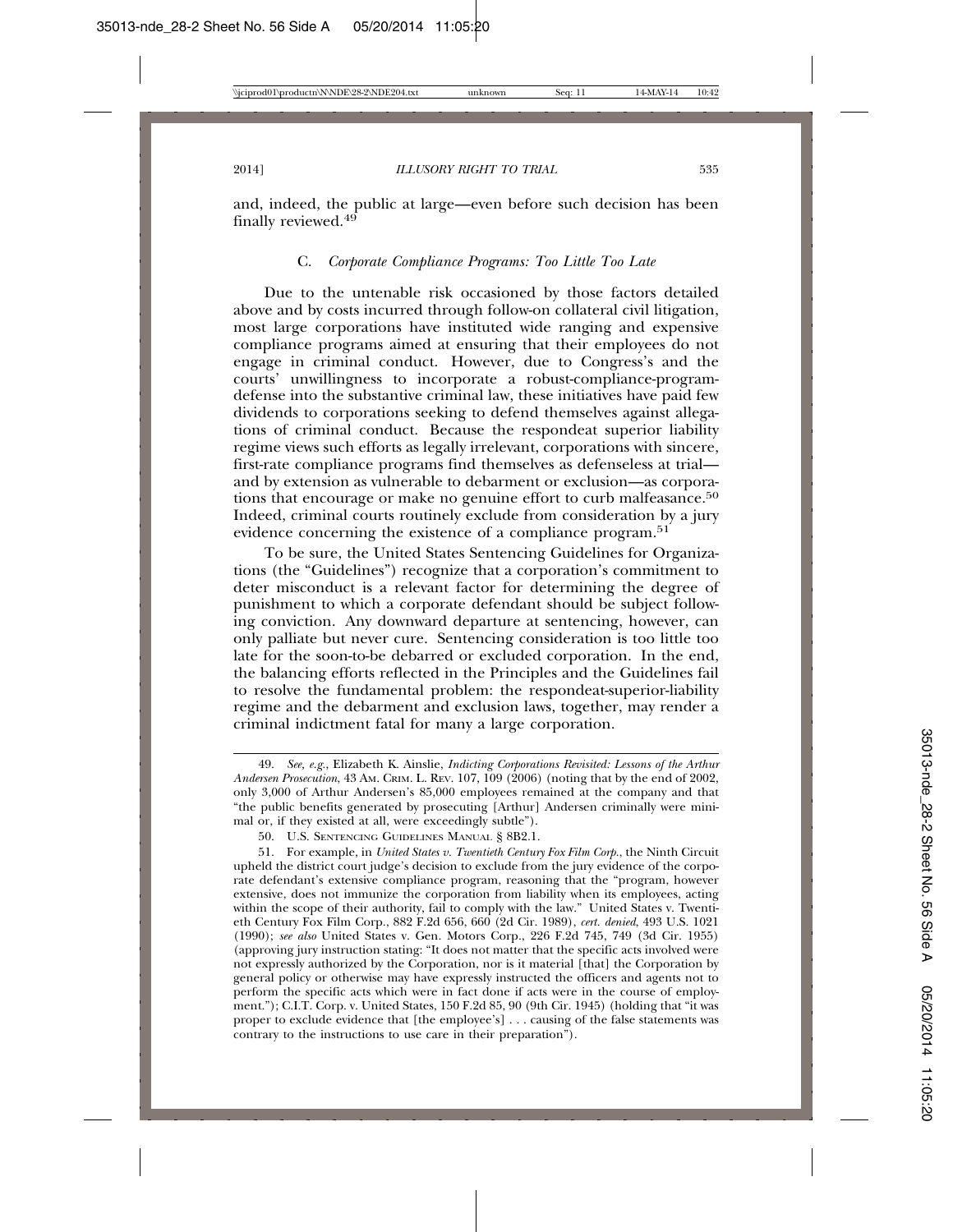and, indeed, the public at large—even before such decision has been finally reviewed.[49]

### C. *Corporate Compliance Programs: Too Little Too Late*

Due to the untenable risk occasioned by those factors detailed above and by costs incurred through follow-on collateral civil litigation, most large corporations have instituted wide ranging and expensive compliance programs aimed at ensuring that their employees do not engage in criminal conduct. However, due to Congress's and the courts' unwillingness to incorporate a robust-compliance-program-defense into the substantive criminal law, these initiatives have paid few dividends to corporations seeking to defend themselves against allegations of criminal conduct. Because the respondeat superior liability regime views such efforts as legally irrelevant, corporations with sincere, first-rate compliance programs find themselves as defenseless at trial—and by extension as vulnerable to debarment or exclusion—as corporations that encourage or make no genuine effort to curb malfeasance.[50] Indeed, criminal courts routinely exclude from consideration by a jury evidence concerning the existence of a compliance program.[51]

To be sure, the United States Sentencing Guidelines for Organizations (the "Guidelines") recognize that a corporation's commitment to deter misconduct is a relevant factor for determining the degree of punishment to which a corporate defendant should be subject following conviction. Any downward departure at sentencing, however, can only palliate but never cure. Sentencing consideration is too little too late for the soon-to-be debarred or excluded corporation. In the end, the balancing efforts reflected in the Principles and the Guidelines fail to resolve the fundamental problem: the respondeat-superior-liability regime and the debarment and exclusion laws, together, may render a criminal indictment fatal for many a large corporation.

---

49. *See, e.g.*, Elizabeth K. Ainslie, *Indicting Corporations Revisited: Lessons of the Arthur Andersen Prosecution*, 43 AM. CRIM. L. REV. 107, 109 (2006) (noting that by the end of 2002, only 3,000 of Arthur Andersen's 85,000 employees remained at the company and that "the public benefits generated by prosecuting [Arthur] Andersen criminally were minimal or, if they existed at all, were exceedingly subtle").

50. U.S. SENTENCING GUIDELINES MANUAL § 8B2.1.

51. For example, in *United States v. Twentieth Century Fox Film Corp.*, the Ninth Circuit upheld the district court judge's decision to exclude from the jury evidence of the corporate defendant's extensive compliance program, reasoning that the "program, however extensive, does not immunize the corporation from liability when its employees, acting within the scope of their authority, fail to comply with the law." United States v. Twentieth Century Fox Film Corp., 882 F.2d 656, 660 (2d Cir. 1989), *cert. denied*, 493 U.S. 1021 (1990); *see also* United States v. Gen. Motors Corp., 226 F.2d 745, 749 (3d Cir. 1955) (approving jury instruction stating: "It does not matter that the specific acts involved were not expressly authorized by the Corporation, nor is it material [that] the Corporation by general policy or otherwise may have expressly instructed the officers and agents not to perform the specific acts which were in fact done if acts were in the course of employment."); C.I.T. Corp. v. United States, 150 F.2d 85, 90 (9th Cir. 1945) (holding that "it was proper to exclude evidence that [the employee's] . . . causing of the false statements was contrary to the instructions to use care in their preparation").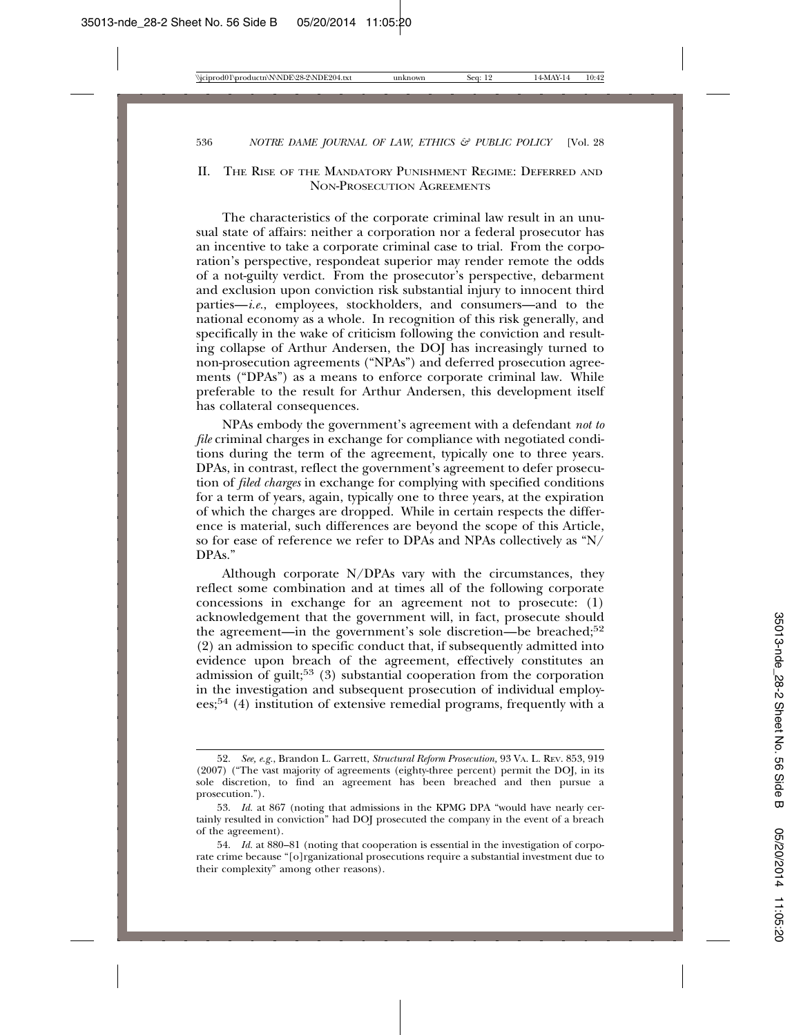## II. The Rise of the Mandatory Punishment Regime: Deferred and Non-Prosecution Agreements

The characteristics of the corporate criminal law result in an unusual state of affairs: neither a corporation nor a federal prosecutor has an incentive to take a corporate criminal case to trial. From the corporation's perspective, respondeat superior may render remote the odds of a not-guilty verdict. From the prosecutor's perspective, debarment and exclusion upon conviction risk substantial injury to innocent third parties—*i.e.*, employees, stockholders, and consumers—and to the national economy as a whole. In recognition of this risk generally, and specifically in the wake of criticism following the conviction and resulting collapse of Arthur Andersen, the DOJ has increasingly turned to non-prosecution agreements ("NPAs") and deferred prosecution agreements ("DPAs") as a means to enforce corporate criminal law. While preferable to the result for Arthur Andersen, this development itself has collateral consequences.

NPAs embody the government's agreement with a defendant *not to file* criminal charges in exchange for compliance with negotiated conditions during the term of the agreement, typically one to three years. DPAs, in contrast, reflect the government's agreement to defer prosecution of *filed charges* in exchange for complying with specified conditions for a term of years, again, typically one to three years, at the expiration of which the charges are dropped. While in certain respects the difference is material, such differences are beyond the scope of this Article, so for ease of reference we refer to DPAs and NPAs collectively as "N/DPAs."

Although corporate N/DPAs vary with the circumstances, they reflect some combination and at times all of the following corporate concessions in exchange for an agreement not to prosecute: (1) acknowledgement that the government will, in fact, prosecute should the agreement—in the government's sole discretion—be breached;[52] (2) an admission to specific conduct that, if subsequently admitted into evidence upon breach of the agreement, effectively constitutes an admission of guilt;[53] (3) substantial cooperation from the corporation in the investigation and subsequent prosecution of individual employees;[54] (4) institution of extensive remedial programs, frequently with a

---

52. *See, e.g.*, Brandon L. Garrett, *Structural Reform Prosecution,* 93 Va. L. Rev. 853, 919 (2007) ("The vast majority of agreements (eighty-three percent) permit the DOJ, in its sole discretion, to find an agreement has been breached and then pursue a prosecution.").

53. *Id.* at 867 (noting that admissions in the KPMG DPA "would have nearly certainly resulted in conviction" had DOJ prosecuted the company in the event of a breach of the agreement).

54. *Id.* at 880–81 (noting that cooperation is essential in the investigation of corporate crime because "[o]rganizational prosecutions require a substantial investment due to their complexity" among other reasons).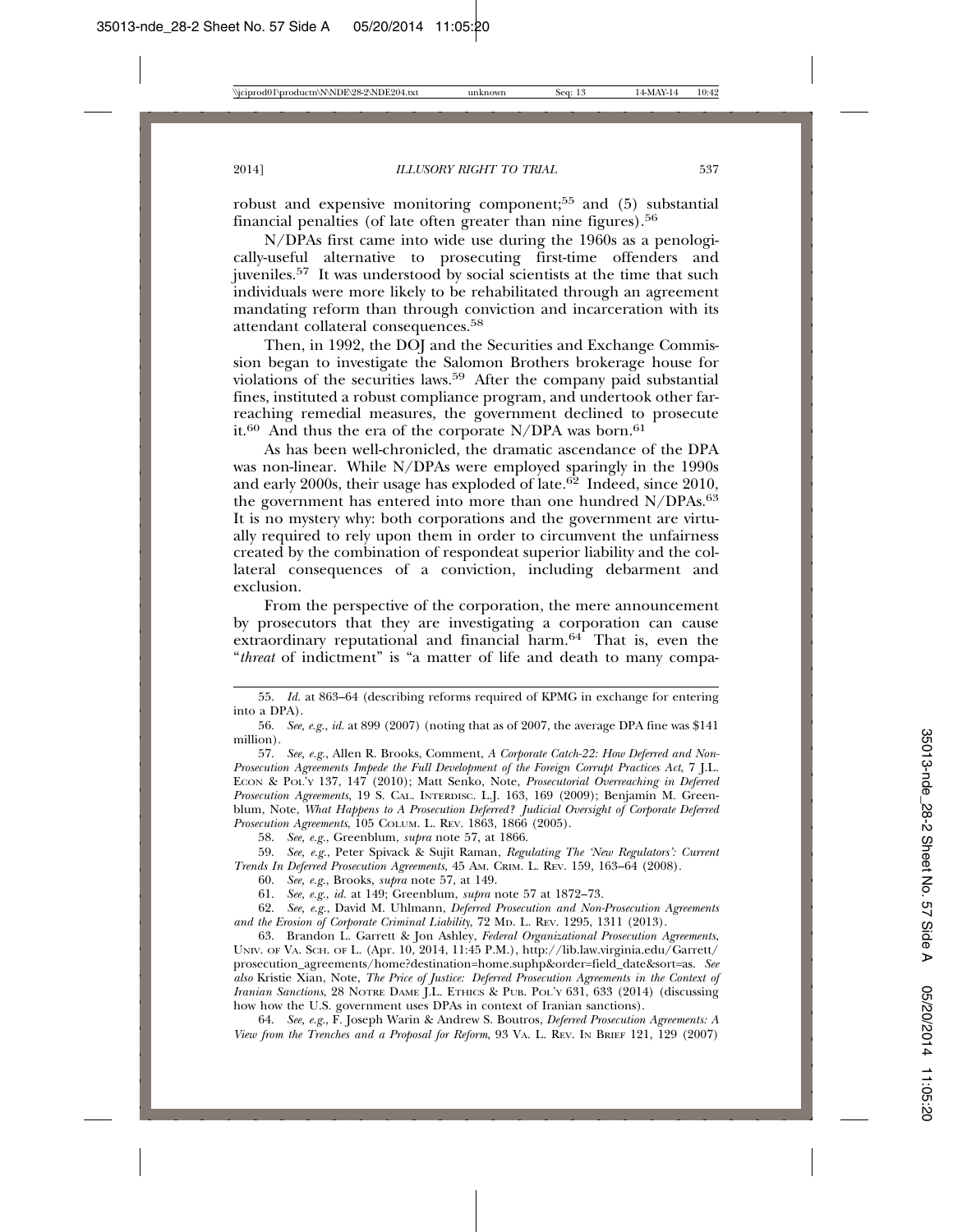robust and expensive monitoring component;[55] and (5) substantial financial penalties (of late often greater than nine figures).[56]

N/DPAs first came into wide use during the 1960s as a penologically-useful alternative to prosecuting first-time offenders and juveniles.[57] It was understood by social scientists at the time that such individuals were more likely to be rehabilitated through an agreement mandating reform than through conviction and incarceration with its attendant collateral consequences.[58]

Then, in 1992, the DOJ and the Securities and Exchange Commission began to investigate the Salomon Brothers brokerage house for violations of the securities laws.[59] After the company paid substantial fines, instituted a robust compliance program, and undertook other far-reaching remedial measures, the government declined to prosecute it.[60] And thus the era of the corporate N/DPA was born.[61]

As has been well-chronicled, the dramatic ascendance of the DPA was non-linear. While N/DPAs were employed sparingly in the 1990s and early 2000s, their usage has exploded of late.[62] Indeed, since 2010, the government has entered into more than one hundred N/DPAs.[63] It is no mystery why: both corporations and the government are virtually required to rely upon them in order to circumvent the unfairness created by the combination of respondeat superior liability and the collateral consequences of a conviction, including debarment and exclusion.

From the perspective of the corporation, the mere announcement by prosecutors that they are investigating a corporation can cause extraordinary reputational and financial harm.[64] That is, even the "*threat* of indictment" is "a matter of life and death to many compa-

---

55. *Id.* at 863–64 (describing reforms required of KPMG in exchange for entering into a DPA).

56. *See, e.g.*, *id.* at 899 (2007) (noting that as of 2007, the average DPA fine was $141 million).

57. *See, e.g.*, Allen R. Brooks, Comment, *A Corporate Catch-22: How Deferred and Non-Prosecution Agreements Impede the Full Development of the Foreign Corrupt Practices Act*, 7 J.L. Econ & Pol'y 137, 147 (2010); Matt Senko, Note, *Prosecutorial Overreaching in Deferred Prosecution Agreements*, 19 S. Cal. Interdisc. L.J. 163, 169 (2009); Benjamin M. Greenblum, Note, *What Happens to A Prosecution Deferred? Judicial Oversight of Corporate Deferred Prosecution Agreements*, 105 Colum. L. Rev. 1863, 1866 (2005).

58. *See, e.g.*, Greenblum, *supra* note 57, at 1866.

59. *See, e.g.*, Peter Spivack & Sujit Raman, *Regulating The 'New Regulators': Current Trends In Deferred Prosecution Agreements*, 45 Am. Crim. L. Rev. 159, 163–64 (2008).

60. *See, e.g.*, Brooks, *supra* note 57, at 149.

61. *See, e.g.*, *id.* at 149; Greenblum, *supra* note 57 at 1872–73.

62. *See, e.g.*, David M. Uhlmann, *Deferred Prosecution and Non-Prosecution Agreements and the Erosion of Corporate Criminal Liability*, 72 Md. L. Rev. 1295, 1311 (2013).

63. Brandon L. Garrett & Jon Ashley, *Federal Organizational Prosecution Agreements*, Univ. of Va. Sch. of L. (Apr. 10, 2014, 11:45 P.M.), http://lib.law.virginia.edu/Garrett/prosecution_agreements/home?destination=home.suphp&order=field_date&sort=as. *See also* Kristie Xian, Note, *The Price of Justice: Deferred Prosecution Agreements in the Context of Iranian Sanctions*, 28 Notre Dame J.L. Ethics & Pub. Pol'y 631, 633 (2014) (discussing how how the U.S. government uses DPAs in context of Iranian sanctions).

64. *See, e.g.*, F. Joseph Warin & Andrew S. Boutros, *Deferred Prosecution Agreements: A View from the Trenches and a Proposal for Reform*, 93 Va. L. Rev. In Brief 121, 129 (2007)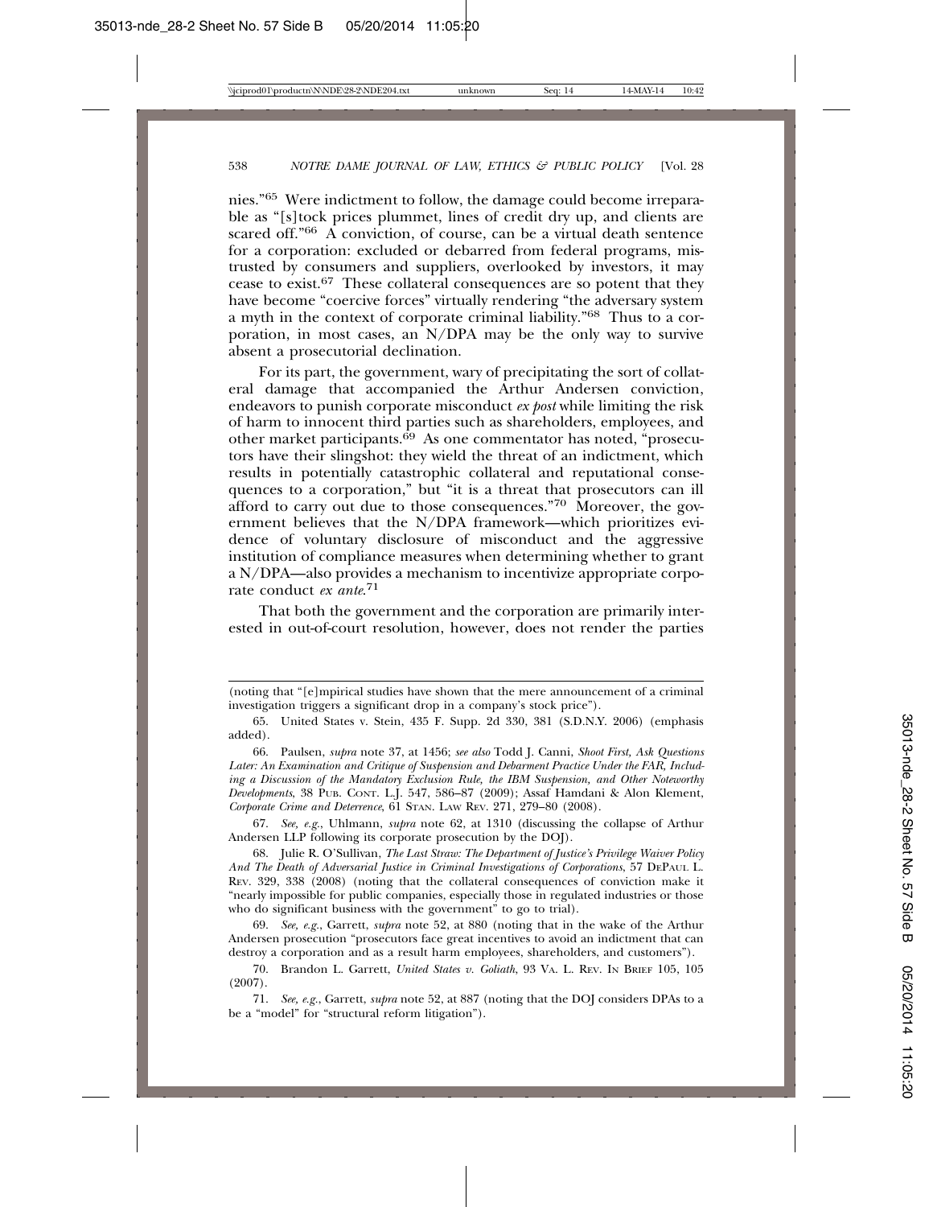nies."[65] Were indictment to follow, the damage could become irreparable as "[s]tock prices plummet, lines of credit dry up, and clients are scared off."[66] A conviction, of course, can be a virtual death sentence for a corporation: excluded or debarred from federal programs, mistrusted by consumers and suppliers, overlooked by investors, it may cease to exist.[67] These collateral consequences are so potent that they have become "coercive forces" virtually rendering "the adversary system a myth in the context of corporate criminal liability."[68] Thus to a corporation, in most cases, an N/DPA may be the only way to survive absent a prosecutorial declination.

For its part, the government, wary of precipitating the sort of collateral damage that accompanied the Arthur Andersen conviction, endeavors to punish corporate misconduct *ex post* while limiting the risk of harm to innocent third parties such as shareholders, employees, and other market participants.[69] As one commentator has noted, "prosecutors have their slingshot: they wield the threat of an indictment, which results in potentially catastrophic collateral and reputational consequences to a corporation," but "it is a threat that prosecutors can ill afford to carry out due to those consequences."[70] Moreover, the government believes that the N/DPA framework—which prioritizes evidence of voluntary disclosure of misconduct and the aggressive institution of compliance measures when determining whether to grant a N/DPA—also provides a mechanism to incentivize appropriate corporate conduct *ex ante*.[71]

That both the government and the corporation are primarily interested in out-of-court resolution, however, does not render the parties

---

(noting that "[e]mpirical studies have shown that the mere announcement of a criminal investigation triggers a significant drop in a company's stock price").

65. United States v. Stein, 435 F. Supp. 2d 330, 381 (S.D.N.Y. 2006) (emphasis added).

66. Paulsen, *supra* note 37, at 1456; *see also* Todd J. Canni, *Shoot First, Ask Questions Later: An Examination and Critique of Suspension and Debarment Practice Under the FAR, Including a Discussion of the Mandatory Exclusion Rule, the IBM Suspension, and Other Noteworthy Developments*, 38 PUB. CONT. L.J. 547, 586–87 (2009); Assaf Hamdani & Alon Klement, *Corporate Crime and Deterrence*, 61 STAN. LAW REV. 271, 279–80 (2008).

67. *See, e.g.*, Uhlmann, *supra* note 62, at 1310 (discussing the collapse of Arthur Andersen LLP following its corporate prosecution by the DOJ).

68. Julie R. O'Sullivan, *The Last Straw: The Department of Justice's Privilege Waiver Policy And The Death of Adversarial Justice in Criminal Investigations of Corporations*, 57 DEPAUL L. REV. 329, 338 (2008) (noting that the collateral consequences of conviction make it "nearly impossible for public companies, especially those in regulated industries or those who do significant business with the government" to go to trial).

69. *See, e.g.*, Garrett, *supra* note 52, at 880 (noting that in the wake of the Arthur Andersen prosecution "prosecutors face great incentives to avoid an indictment that can destroy a corporation and as a result harm employees, shareholders, and customers").

70. Brandon L. Garrett, *United States v. Goliath*, 93 VA. L. REV. IN BRIEF 105, 105 (2007).

71. *See, e.g.*, Garrett, *supra* note 52, at 887 (noting that the DOJ considers DPAs to a be a "model" for "structural reform litigation").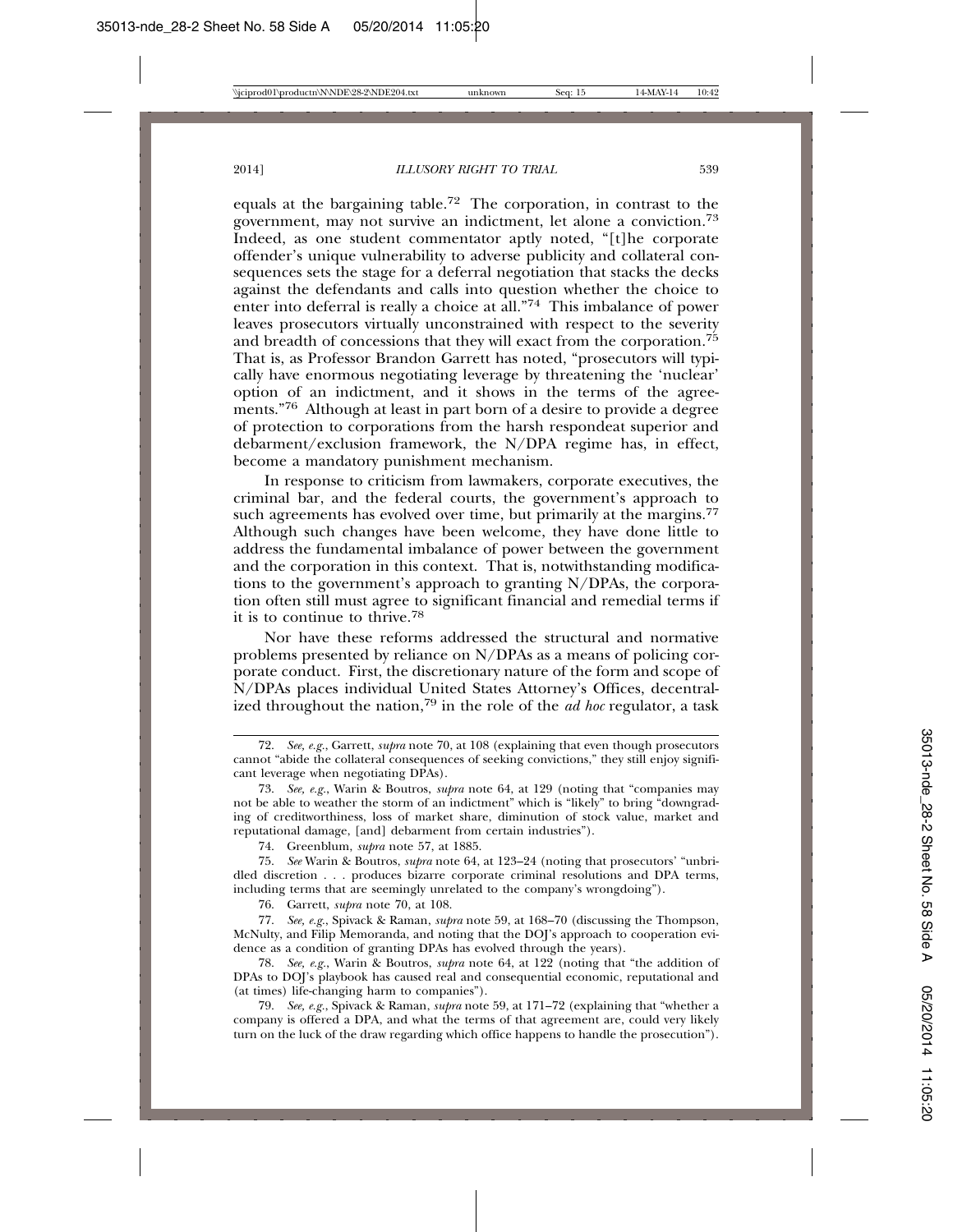equals at the bargaining table.[72] The corporation, in contrast to the government, may not survive an indictment, let alone a conviction.[73] Indeed, as one student commentator aptly noted, "[t]he corporate offender's unique vulnerability to adverse publicity and collateral consequences sets the stage for a deferral negotiation that stacks the decks against the defendants and calls into question whether the choice to enter into deferral is really a choice at all."[74] This imbalance of power leaves prosecutors virtually unconstrained with respect to the severity and breadth of concessions that they will exact from the corporation.[75] That is, as Professor Brandon Garrett has noted, "prosecutors will typically have enormous negotiating leverage by threatening the 'nuclear' option of an indictment, and it shows in the terms of the agreements."[76] Although at least in part born of a desire to provide a degree of protection to corporations from the harsh respondeat superior and debarment/exclusion framework, the N/DPA regime has, in effect, become a mandatory punishment mechanism.

In response to criticism from lawmakers, corporate executives, the criminal bar, and the federal courts, the government's approach to such agreements has evolved over time, but primarily at the margins.[77] Although such changes have been welcome, they have done little to address the fundamental imbalance of power between the government and the corporation in this context. That is, notwithstanding modifications to the government's approach to granting N/DPAs, the corporation often still must agree to significant financial and remedial terms if it is to continue to thrive.[78]

Nor have these reforms addressed the structural and normative problems presented by reliance on N/DPAs as a means of policing corporate conduct. First, the discretionary nature of the form and scope of N/DPAs places individual United States Attorney's Offices, decentralized throughout the nation,[79] in the role of the *ad hoc* regulator, a task

---

72. *See, e.g.*, Garrett, *supra* note 70, at 108 (explaining that even though prosecutors cannot "abide the collateral consequences of seeking convictions," they still enjoy significant leverage when negotiating DPAs).

73. *See, e.g.*, Warin & Boutros, *supra* note 64, at 129 (noting that "companies may not be able to weather the storm of an indictment" which is "likely" to bring "downgrading of creditworthiness, loss of market share, diminution of stock value, market and reputational damage, [and] debarment from certain industries").

74. Greenblum, *supra* note 57, at 1885.

75. *See* Warin & Boutros, *supra* note 64, at 123–24 (noting that prosecutors' "unbridled discretion . . . produces bizarre corporate criminal resolutions and DPA terms, including terms that are seemingly unrelated to the company's wrongdoing").

76. Garrett, *supra* note 70, at 108.

77. *See, e.g.*, Spivack & Raman, *supra* note 59, at 168–70 (discussing the Thompson, McNulty, and Filip Memoranda, and noting that the DOJ's approach to cooperation evidence as a condition of granting DPAs has evolved through the years).

78. *See, e.g.*, Warin & Boutros, *supra* note 64, at 122 (noting that "the addition of DPAs to DOJ's playbook has caused real and consequential economic, reputational and (at times) life-changing harm to companies").

79. *See, e.g.*, Spivack & Raman, *supra* note 59, at 171–72 (explaining that "whether a company is offered a DPA, and what the terms of that agreement are, could very likely turn on the luck of the draw regarding which office happens to handle the prosecution").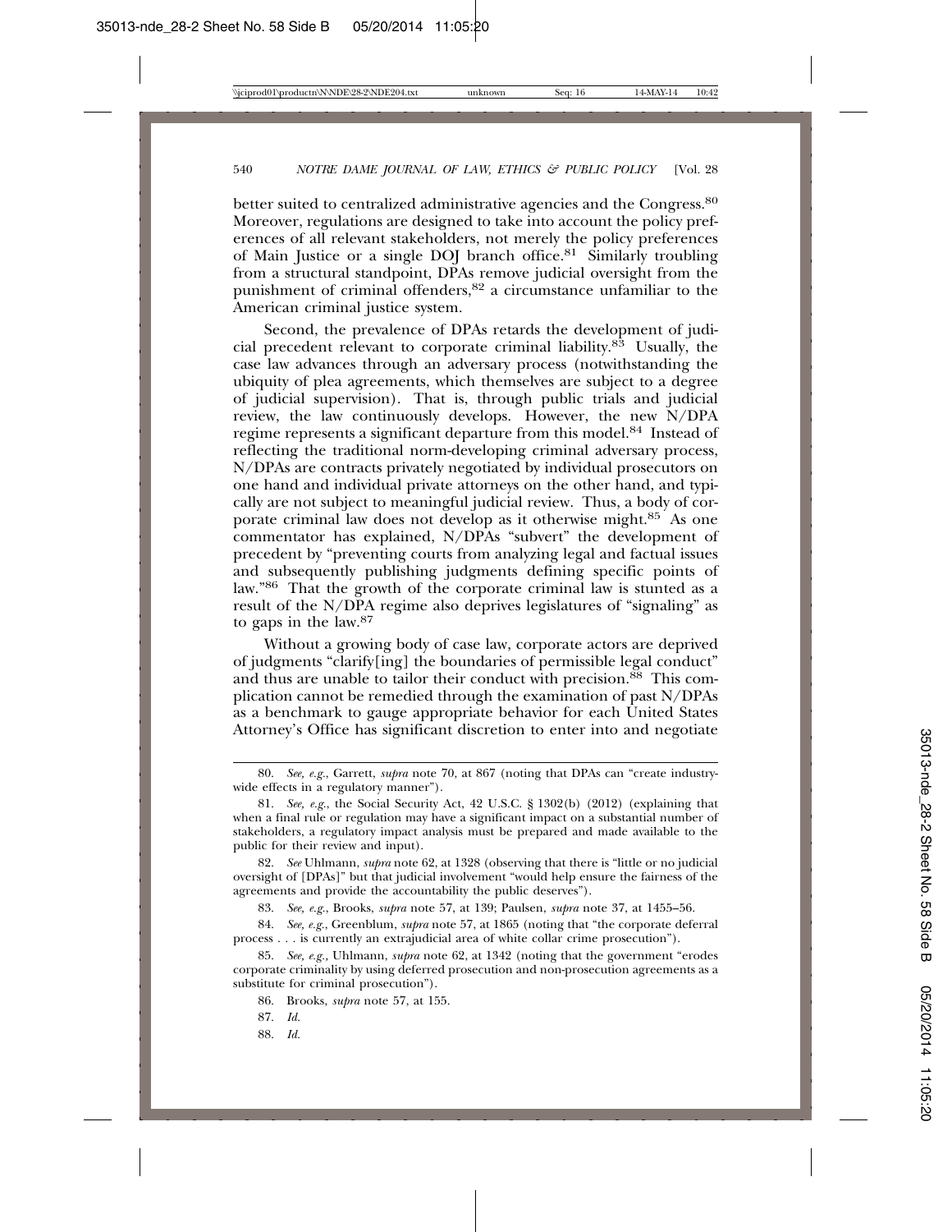better suited to centralized administrative agencies and the Congress.[80] Moreover, regulations are designed to take into account the policy preferences of all relevant stakeholders, not merely the policy preferences of Main Justice or a single DOJ branch office.[81] Similarly troubling from a structural standpoint, DPAs remove judicial oversight from the punishment of criminal offenders,[82] a circumstance unfamiliar to the American criminal justice system.

Second, the prevalence of DPAs retards the development of judicial precedent relevant to corporate criminal liability.[83] Usually, the case law advances through an adversary process (notwithstanding the ubiquity of plea agreements, which themselves are subject to a degree of judicial supervision). That is, through public trials and judicial review, the law continuously develops. However, the new N/DPA regime represents a significant departure from this model.[84] Instead of reflecting the traditional norm-developing criminal adversary process, N/DPAs are contracts privately negotiated by individual prosecutors on one hand and individual private attorneys on the other hand, and typically are not subject to meaningful judicial review. Thus, a body of corporate criminal law does not develop as it otherwise might.[85] As one commentator has explained, N/DPAs "subvert" the development of precedent by "preventing courts from analyzing legal and factual issues and subsequently publishing judgments defining specific points of law."[86] That the growth of the corporate criminal law is stunted as a result of the N/DPA regime also deprives legislatures of "signaling" as to gaps in the law.[87]

Without a growing body of case law, corporate actors are deprived of judgments "clarify[ing] the boundaries of permissible legal conduct" and thus are unable to tailor their conduct with precision.[88] This complication cannot be remedied through the examination of past N/DPAs as a benchmark to gauge appropriate behavior for each United States Attorney's Office has significant discretion to enter into and negotiate

---

80. *See, e.g.*, Garrett, *supra* note 70, at 867 (noting that DPAs can "create industry-wide effects in a regulatory manner").

81. *See, e.g.*, the Social Security Act, 42 U.S.C. § 1302(b) (2012) (explaining that when a final rule or regulation may have a significant impact on a substantial number of stakeholders, a regulatory impact analysis must be prepared and made available to the public for their review and input).

82. *See* Uhlmann, *supra* note 62, at 1328 (observing that there is "little or no judicial oversight of [DPAs]" but that judicial involvement "would help ensure the fairness of the agreements and provide the accountability the public deserves").

83. *See, e.g.*, Brooks, *supra* note 57, at 139; Paulsen, *supra* note 37, at 1455–56.

84. *See, e.g.*, Greenblum, *supra* note 57, at 1865 (noting that "the corporate deferral process . . . is currently an extrajudicial area of white collar crime prosecution").

85. *See, e.g.,* Uhlmann, *supra* note 62, at 1342 (noting that the government "erodes corporate criminality by using deferred prosecution and non-prosecution agreements as a substitute for criminal prosecution").

86. Brooks, *supra* note 57, at 155.

87. *Id.*

88. *Id.*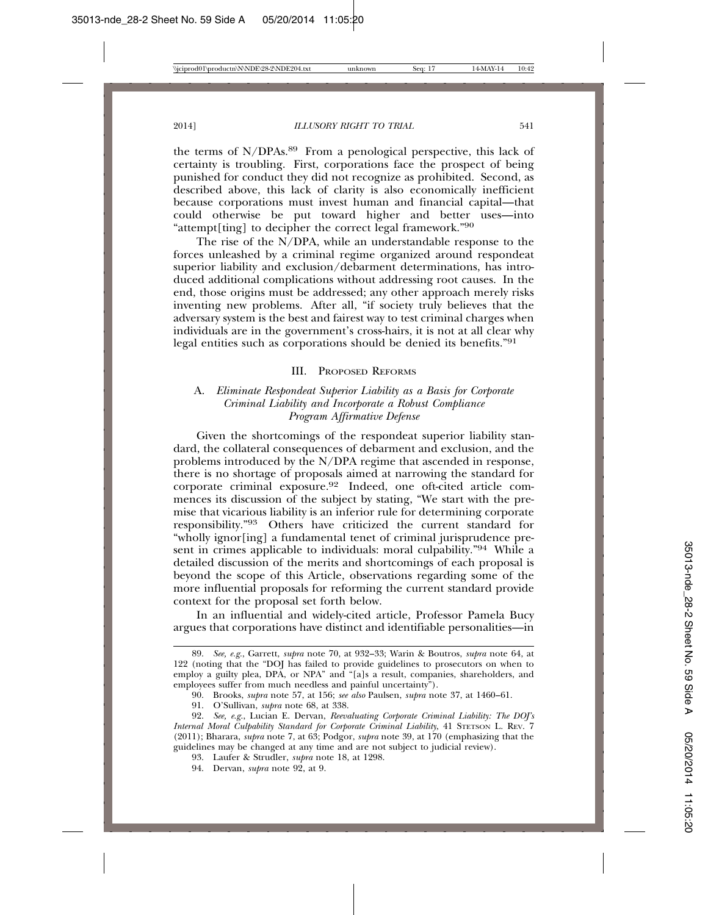the terms of N/DPAs.[89] From a penological perspective, this lack of certainty is troubling. First, corporations face the prospect of being punished for conduct they did not recognize as prohibited. Second, as described above, this lack of clarity is also economically inefficient because corporations must invest human and financial capital—that could otherwise be put toward higher and better uses—into "attempt[ting] to decipher the correct legal framework."[90]

The rise of the N/DPA, while an understandable response to the forces unleashed by a criminal regime organized around respondeat superior liability and exclusion/debarment determinations, has introduced additional complications without addressing root causes. In the end, those origins must be addressed; any other approach merely risks inventing new problems. After all, "if society truly believes that the adversary system is the best and fairest way to test criminal charges when individuals are in the government's cross-hairs, it is not at all clear why legal entities such as corporations should be denied its benefits."[91]

## III. Proposed Reforms

### A. *Eliminate Respondeat Superior Liability as a Basis for Corporate Criminal Liability and Incorporate a Robust Compliance Program Affirmative Defense*

Given the shortcomings of the respondeat superior liability standard, the collateral consequences of debarment and exclusion, and the problems introduced by the N/DPA regime that ascended in response, there is no shortage of proposals aimed at narrowing the standard for corporate criminal exposure.[92] Indeed, one oft-cited article commences its discussion of the subject by stating, "We start with the premise that vicarious liability is an inferior rule for determining corporate responsibility."[93] Others have criticized the current standard for "wholly ignor[ing] a fundamental tenet of criminal jurisprudence present in crimes applicable to individuals: moral culpability."[94] While a detailed discussion of the merits and shortcomings of each proposal is beyond the scope of this Article, observations regarding some of the more influential proposals for reforming the current standard provide context for the proposal set forth below.

In an influential and widely-cited article, Professor Pamela Bucy argues that corporations have distinct and identifiable personalities—in

---

89. *See, e.g.*, Garrett, *supra* note 70, at 932–33; Warin & Boutros, *supra* note 64, at 122 (noting that the "DOJ has failed to provide guidelines to prosecutors on when to employ a guilty plea, DPA, or NPA" and "[a]s a result, companies, shareholders, and employees suffer from much needless and painful uncertainty").

90. Brooks, *supra* note 57, at 156; *see also* Paulsen, *supra* note 37, at 1460–61.

91. O'Sullivan, *supra* note 68, at 338.

92. *See, e.g.*, Lucian E. Dervan, *Reevaluating Corporate Criminal Liability: The DOJ's Internal Moral Culpability Standard for Corporate Criminal Liability*, 41 Stetson L. Rev. 7 (2011); Bharara, *supra* note 7, at 63; Podgor, *supra* note 39, at 170 (emphasizing that the guidelines may be changed at any time and are not subject to judicial review).

93. Laufer & Strudler, *supra* note 18, at 1298.

94. Dervan, *supra* note 92, at 9.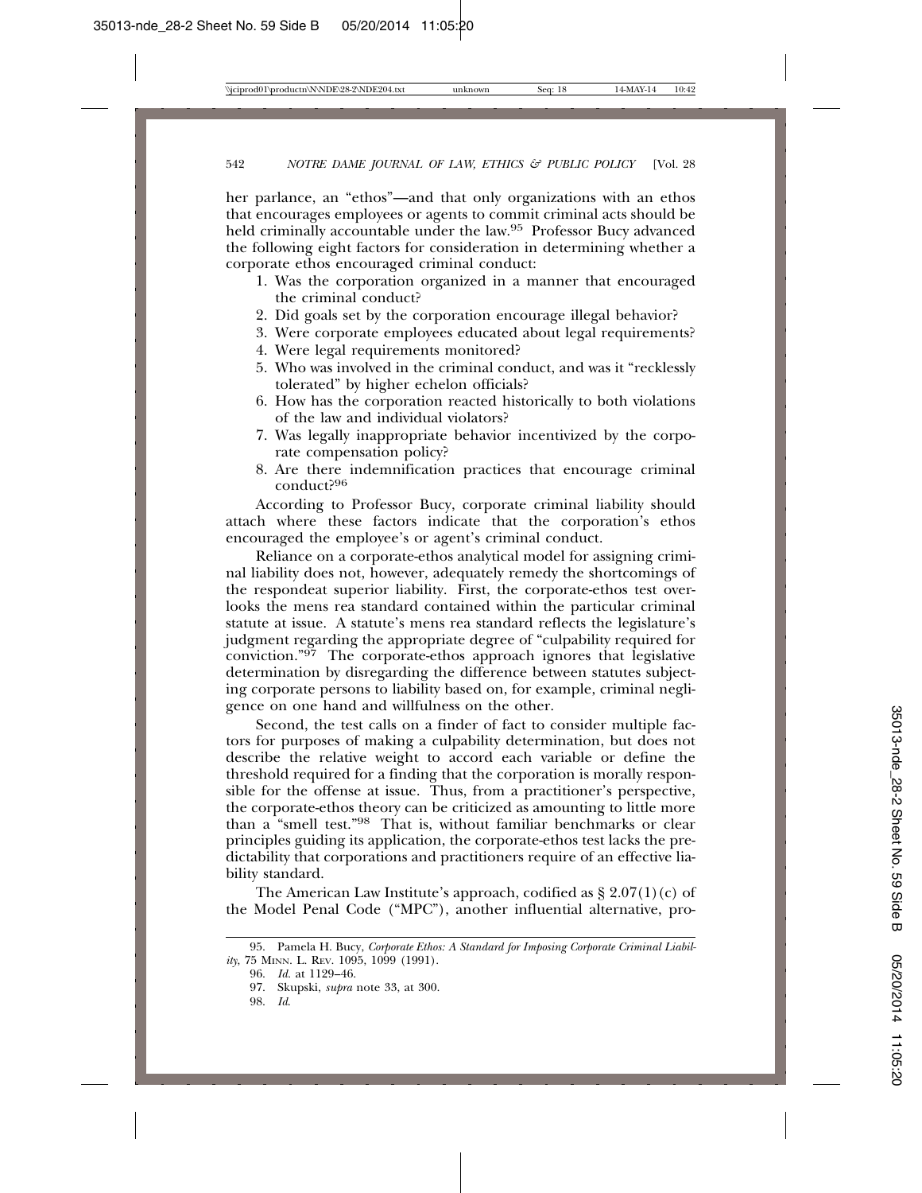her parlance, an "ethos"—and that only organizations with an ethos that encourages employees or agents to commit criminal acts should be held criminally accountable under the law.[95] Professor Bucy advanced the following eight factors for consideration in determining whether a corporate ethos encouraged criminal conduct:

1. Was the corporation organized in a manner that encouraged the criminal conduct?
2. Did goals set by the corporation encourage illegal behavior?
3. Were corporate employees educated about legal requirements?
4. Were legal requirements monitored?
5. Who was involved in the criminal conduct, and was it "recklessly tolerated" by higher echelon officials?
6. How has the corporation reacted historically to both violations of the law and individual violators?
7. Was legally inappropriate behavior incentivized by the corporate compensation policy?
8. Are there indemnification practices that encourage criminal conduct?[96]

According to Professor Bucy, corporate criminal liability should attach where these factors indicate that the corporation's ethos encouraged the employee's or agent's criminal conduct.

Reliance on a corporate-ethos analytical model for assigning criminal liability does not, however, adequately remedy the shortcomings of the respondeat superior liability. First, the corporate-ethos test overlooks the mens rea standard contained within the particular criminal statute at issue. A statute's mens rea standard reflects the legislature's judgment regarding the appropriate degree of "culpability required for conviction."[97] The corporate-ethos approach ignores that legislative determination by disregarding the difference between statutes subjecting corporate persons to liability based on, for example, criminal negligence on one hand and willfulness on the other.

Second, the test calls on a finder of fact to consider multiple factors for purposes of making a culpability determination, but does not describe the relative weight to accord each variable or define the threshold required for a finding that the corporation is morally responsible for the offense at issue. Thus, from a practitioner's perspective, the corporate-ethos theory can be criticized as amounting to little more than a "smell test."[98] That is, without familiar benchmarks or clear principles guiding its application, the corporate-ethos test lacks the predictability that corporations and practitioners require of an effective liability standard.

The American Law Institute's approach, codified as § 2.07(1)(c) of the Model Penal Code ("MPC"), another influential alternative, pro-

---

95. Pamela H. Bucy, *Corporate Ethos: A Standard for Imposing Corporate Criminal Liability*, 75 MINN. L. REV. 1095, 1099 (1991).

96. *Id.* at 1129–46.

97. Skupski, *supra* note 33, at 300.

98. *Id.*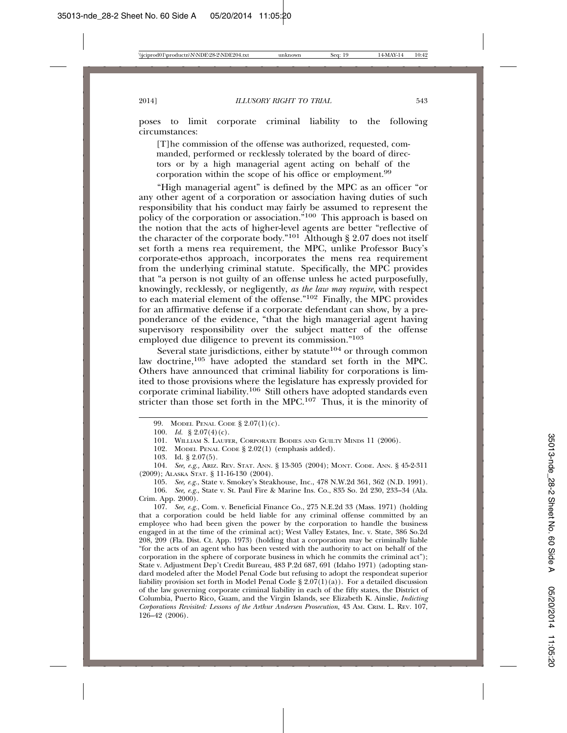poses to limit corporate criminal liability to the following circumstances:

> [T]he commission of the offense was authorized, requested, commanded, performed or recklessly tolerated by the board of directors or by a high managerial agent acting on behalf of the corporation within the scope of his office or employment.[99]

"High managerial agent" is defined by the MPC as an officer "or any other agent of a corporation or association having duties of such responsibility that his conduct may fairly be assumed to represent the policy of the corporation or association."[100] This approach is based on the notion that the acts of higher-level agents are better "reflective of the character of the corporate body."[101] Although § 2.07 does not itself set forth a mens rea requirement, the MPC, unlike Professor Bucy's corporate-ethos approach, incorporates the mens rea requirement from the underlying criminal statute. Specifically, the MPC provides that "a person is not guilty of an offense unless he acted purposefully, knowingly, recklessly, or negligently, *as the law may require*, with respect to each material element of the offense."[102] Finally, the MPC provides for an affirmative defense if a corporate defendant can show, by a preponderance of the evidence, "that the high managerial agent having supervisory responsibility over the subject matter of the offense employed due diligence to prevent its commission."[103]

Several state jurisdictions, either by statute[104] or through common law doctrine,[105] have adopted the standard set forth in the MPC. Others have announced that criminal liability for corporations is limited to those provisions where the legislature has expressly provided for corporate criminal liability.[106] Still others have adopted standards even stricter than those set forth in the MPC.[107] Thus, it is the minority of

---

99. Model Penal Code § 2.07(1)(c).

100. *Id.* § 2.07(4)(c).

101. William S. Laufer, Corporate Bodies and Guilty Minds 11 (2006).

102. Model Penal Code § 2.02(1) (emphasis added).

103. Id. § 2.07(5).

104. *See, e.g.*, Ariz. Rev. Stat. Ann. § 13-305 (2004); Mont. Code. Ann. § 45-2-311 (2009); Alaska Stat. § 11-16-130 (2004).

105. *See, e.g.*, State v. Smokey's Steakhouse, Inc., 478 N.W.2d 361, 362 (N.D. 1991).

106. *See, e.g.*, State v. St. Paul Fire & Marine Ins. Co., 835 So. 2d 230, 233–34 (Ala. Crim. App. 2000).

107. *See, e.g.*, Com. v. Beneficial Finance Co., 275 N.E.2d 33 (Mass. 1971) (holding that a corporation could be held liable for any criminal offense committed by an employee who had been given the power by the corporation to handle the business engaged in at the time of the criminal act); West Valley Estates, Inc. v. State, 386 So.2d 208, 209 (Fla. Dist. Ct. App. 1973) (holding that a corporation may be criminally liable "for the acts of an agent who has been vested with the authority to act on behalf of the corporation in the sphere of corporate business in which he commits the criminal act"); State v. Adjustment Dep't Credit Bureau, 483 P.2d 687, 691 (Idaho 1971) (adopting standard modeled after the Model Penal Code but refusing to adopt the respondeat superior liability provision set forth in Model Penal Code § 2.07(1)(a)). For a detailed discussion of the law governing corporate criminal liability in each of the fifty states, the District of Columbia, Puerto Rico, Guam, and the Virgin Islands, see Elizabeth K. Ainslie, *Indicting Corporations Revisited: Lessons of the Arthur Andersen Prosecution*, 43 Am. Crim. L. Rev. 107, 126–42 (2006).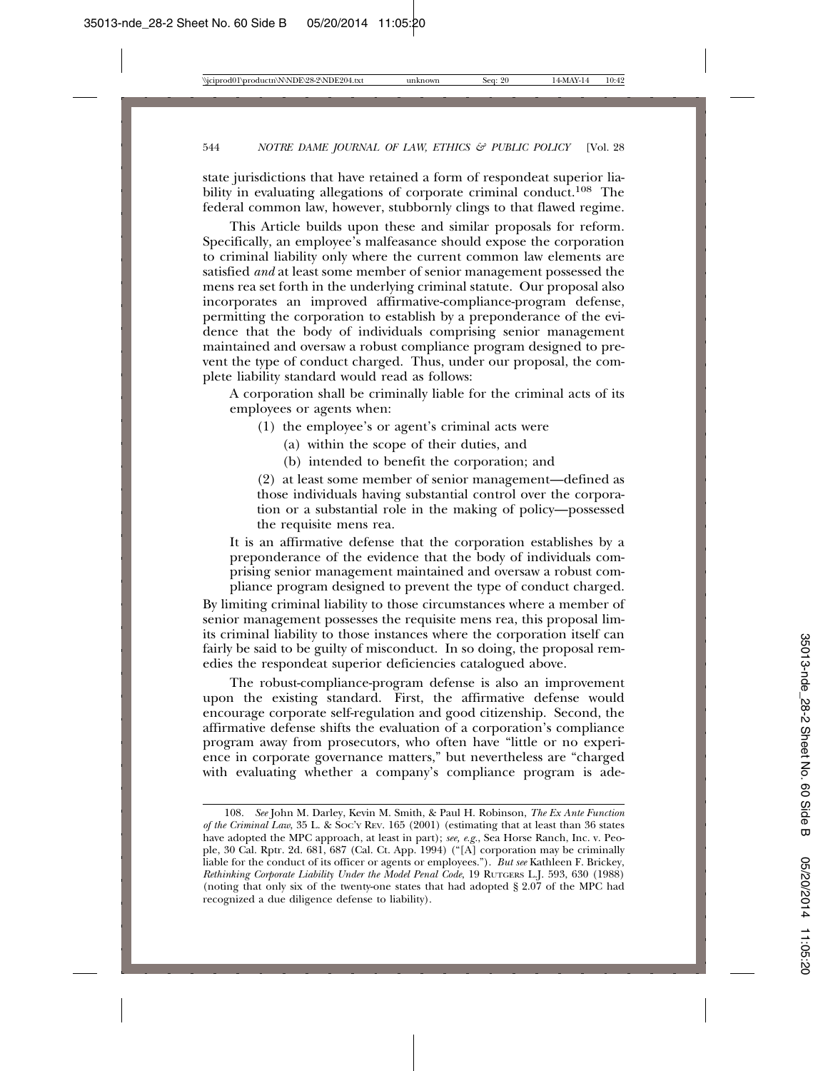state jurisdictions that have retained a form of respondeat superior liability in evaluating allegations of corporate criminal conduct.[108] The federal common law, however, stubbornly clings to that flawed regime.

This Article builds upon these and similar proposals for reform. Specifically, an employee's malfeasance should expose the corporation to criminal liability only where the current common law elements are satisfied *and* at least some member of senior management possessed the mens rea set forth in the underlying criminal statute. Our proposal also incorporates an improved affirmative-compliance-program defense, permitting the corporation to establish by a preponderance of the evidence that the body of individuals comprising senior management maintained and oversaw a robust compliance program designed to prevent the type of conduct charged. Thus, under our proposal, the complete liability standard would read as follows:

> A corporation shall be criminally liable for the criminal acts of its employees or agents when:
>
> (1) the employee's or agent's criminal acts were
>
> (a) within the scope of their duties, and
>
> (b) intended to benefit the corporation; and
>
> (2) at least some member of senior management—defined as those individuals having substantial control over the corporation or a substantial role in the making of policy—possessed the requisite mens rea.
>
> It is an affirmative defense that the corporation establishes by a preponderance of the evidence that the body of individuals comprising senior management maintained and oversaw a robust compliance program designed to prevent the type of conduct charged.

By limiting criminal liability to those circumstances where a member of senior management possesses the requisite mens rea, this proposal limits its criminal liability to those instances where the corporation itself can fairly be said to be guilty of misconduct. In so doing, the proposal remedies the respondeat superior deficiencies catalogued above.

The robust-compliance-program defense is also an improvement upon the existing standard. First, the affirmative defense would encourage corporate self-regulation and good citizenship. Second, the affirmative defense shifts the evaluation of a corporation's compliance program away from prosecutors, who often have "little or no experience in corporate governance matters," but nevertheless are "charged with evaluating whether a company's compliance program is ade-

---

108. *See* John M. Darley, Kevin M. Smith, & Paul H. Robinson, *The Ex Ante Function of the Criminal Law*, 35 L. & Soc'y Rev. 165 (2001) (estimating that at least than 36 states have adopted the MPC approach, at least in part); *see, e.g.*, Sea Horse Ranch, Inc. v. People, 30 Cal. Rptr. 2d. 681, 687 (Cal. Ct. App. 1994) ("[A] corporation may be criminally liable for the conduct of its officer or agents or employees."). *But see* Kathleen F. Brickey, *Rethinking Corporate Liability Under the Model Penal Code*, 19 Rutgers L.J. 593, 630 (1988) (noting that only six of the twenty-one states that had adopted § 2.07 of the MPC had recognized a due diligence defense to liability).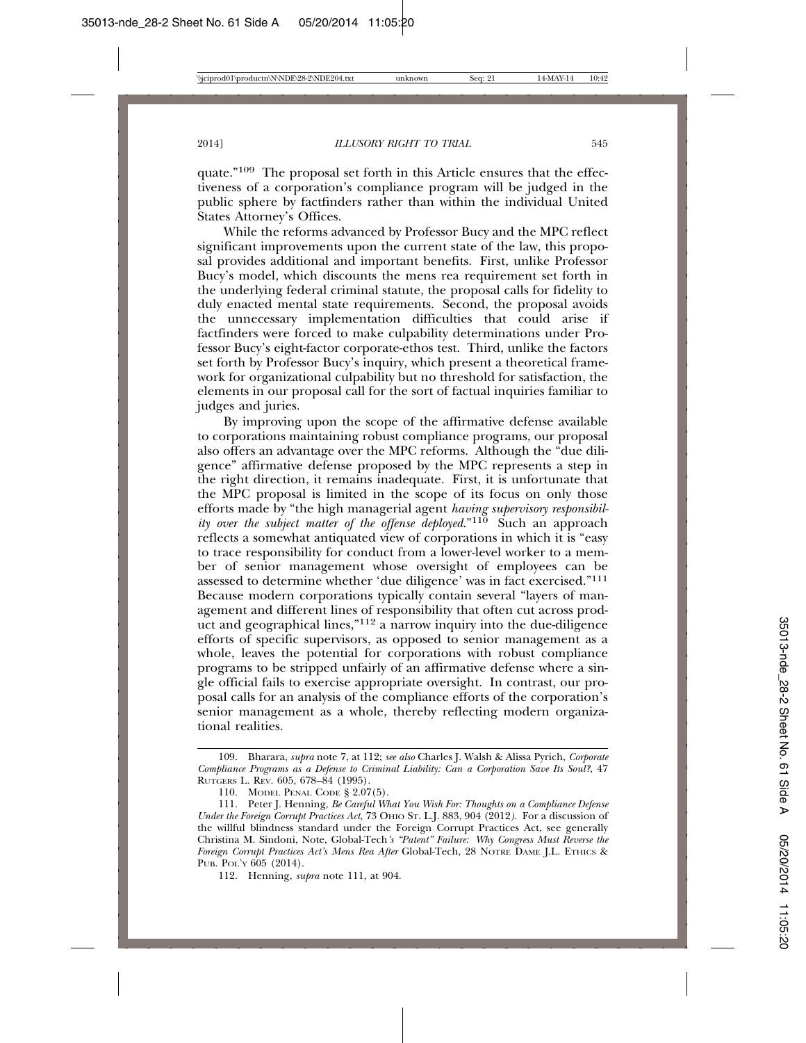quate."[109] The proposal set forth in this Article ensures that the effectiveness of a corporation's compliance program will be judged in the public sphere by factfinders rather than within the individual United States Attorney's Offices.

While the reforms advanced by Professor Bucy and the MPC reflect significant improvements upon the current state of the law, this proposal provides additional and important benefits. First, unlike Professor Bucy's model, which discounts the mens rea requirement set forth in the underlying federal criminal statute, the proposal calls for fidelity to duly enacted mental state requirements. Second, the proposal avoids the unnecessary implementation difficulties that could arise if factfinders were forced to make culpability determinations under Professor Bucy's eight-factor corporate-ethos test. Third, unlike the factors set forth by Professor Bucy's inquiry, which present a theoretical framework for organizational culpability but no threshold for satisfaction, the elements in our proposal call for the sort of factual inquiries familiar to judges and juries.

By improving upon the scope of the affirmative defense available to corporations maintaining robust compliance programs, our proposal also offers an advantage over the MPC reforms. Although the "due diligence" affirmative defense proposed by the MPC represents a step in the right direction, it remains inadequate. First, it is unfortunate that the MPC proposal is limited in the scope of its focus on only those efforts made by "the high managerial agent *having supervisory responsibility over the subject matter of the offense deployed*."[110] Such an approach reflects a somewhat antiquated view of corporations in which it is "easy to trace responsibility for conduct from a lower-level worker to a member of senior management whose oversight of employees can be assessed to determine whether 'due diligence' was in fact exercised."[111] Because modern corporations typically contain several "layers of management and different lines of responsibility that often cut across product and geographical lines,"[112] a narrow inquiry into the due-diligence efforts of specific supervisors, as opposed to senior management as a whole, leaves the potential for corporations with robust compliance programs to be stripped unfairly of an affirmative defense where a single official fails to exercise appropriate oversight. In contrast, our proposal calls for an analysis of the compliance efforts of the corporation's senior management as a whole, thereby reflecting modern organizational realities.

---

109. Bharara, *supra* note 7, at 112; *see also* Charles J. Walsh & Alissa Pyrich, *Corporate Compliance Programs as a Defense to Criminal Liability: Can a Corporation Save Its Soul?*, 47 RUTGERS L. REV. 605, 678–84 (1995).

110. MODEL PENAL CODE § 2.07(5).

111. Peter J. Henning, *Be Careful What You Wish For: Thoughts on a Compliance Defense Under the Foreign Corrupt Practices Act*, 73 OHIO ST. L.J. 883, 904 (2012). For a discussion of the willful blindness standard under the Foreign Corrupt Practices Act, see generally Christina M. Sindoni, Note, Global-Tech*'s "Patent" Failure: Why Congress Must Reverse the Foreign Corrupt Practices Act's Mens Rea After* Global-Tech, 28 NOTRE DAME J.L. ETHICS & PUB. POL'Y 605 (2014).

112. Henning, *supra* note 111, at 904.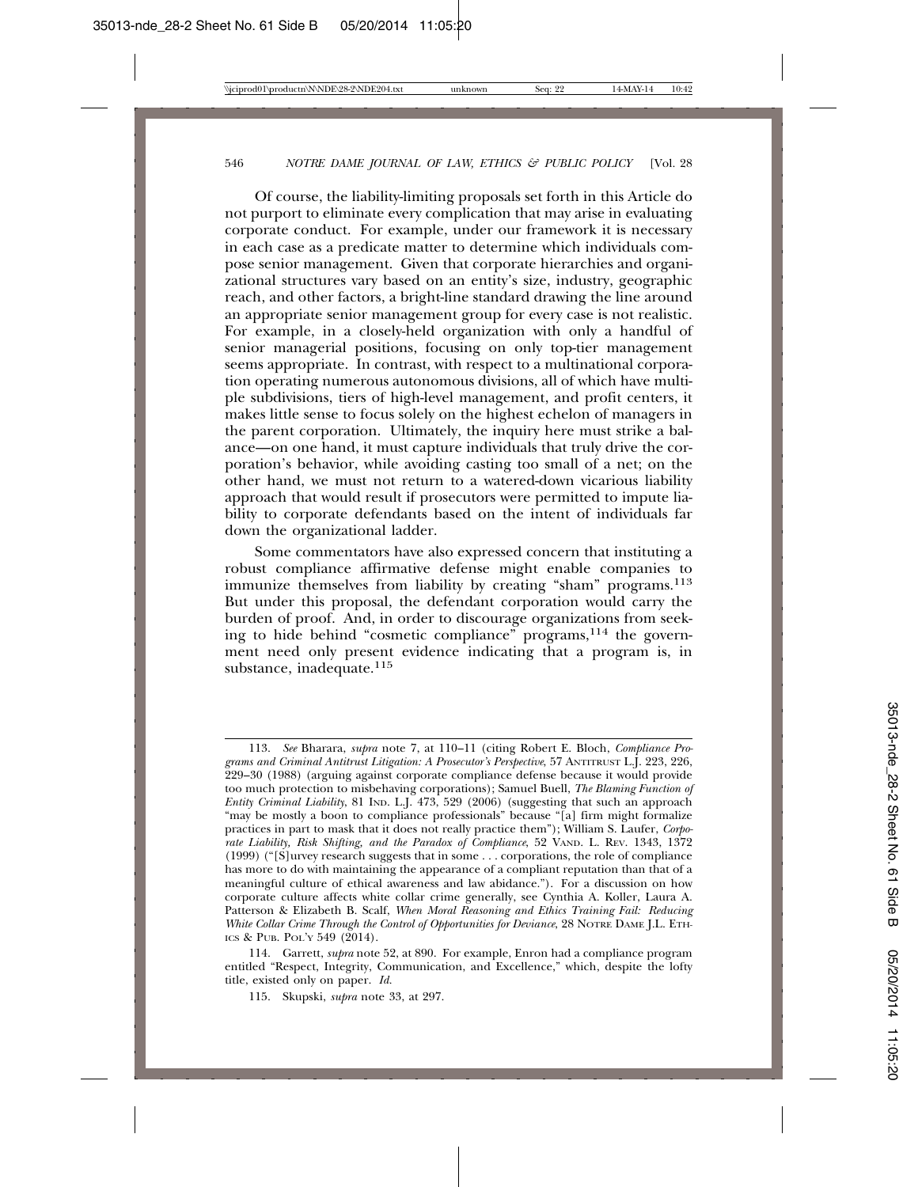Of course, the liability-limiting proposals set forth in this Article do not purport to eliminate every complication that may arise in evaluating corporate conduct. For example, under our framework it is necessary in each case as a predicate matter to determine which individuals compose senior management. Given that corporate hierarchies and organizational structures vary based on an entity's size, industry, geographic reach, and other factors, a bright-line standard drawing the line around an appropriate senior management group for every case is not realistic. For example, in a closely-held organization with only a handful of senior managerial positions, focusing on only top-tier management seems appropriate. In contrast, with respect to a multinational corporation operating numerous autonomous divisions, all of which have multiple subdivisions, tiers of high-level management, and profit centers, it makes little sense to focus solely on the highest echelon of managers in the parent corporation. Ultimately, the inquiry here must strike a balance—on one hand, it must capture individuals that truly drive the corporation's behavior, while avoiding casting too small of a net; on the other hand, we must not return to a watered-down vicarious liability approach that would result if prosecutors were permitted to impute liability to corporate defendants based on the intent of individuals far down the organizational ladder.

Some commentators have also expressed concern that instituting a robust compliance affirmative defense might enable companies to immunize themselves from liability by creating "sham" programs.[113] But under this proposal, the defendant corporation would carry the burden of proof. And, in order to discourage organizations from seeking to hide behind "cosmetic compliance" programs,[114] the government need only present evidence indicating that a program is, in substance, inadequate.[115]

---

113. *See* Bharara, *supra* note 7, at 110–11 (citing Robert E. Bloch, *Compliance Programs and Criminal Antitrust Litigation: A Prosecutor's Perspective*, 57 ANTITRUST L.J. 223, 226, 229–30 (1988) (arguing against corporate compliance defense because it would provide too much protection to misbehaving corporations); Samuel Buell, *The Blaming Function of Entity Criminal Liability*, 81 IND. L.J. 473, 529 (2006) (suggesting that such an approach "may be mostly a boon to compliance professionals" because "[a] firm might formalize practices in part to mask that it does not really practice them"); William S. Laufer, *Corporate Liability, Risk Shifting, and the Paradox of Compliance*, 52 VAND. L. REV. 1343, 1372 (1999) ("[S]urvey research suggests that in some . . . corporations, the role of compliance has more to do with maintaining the appearance of a compliant reputation than that of a meaningful culture of ethical awareness and law abidance."). For a discussion on how corporate culture affects white collar crime generally, see Cynthia A. Koller, Laura A. Patterson & Elizabeth B. Scalf, *When Moral Reasoning and Ethics Training Fail: Reducing White Collar Crime Through the Control of Opportunities for Deviance*, 28 NOTRE DAME J.L. ETHICS & PUB. POL'Y 549 (2014).

114. Garrett, *supra* note 52, at 890. For example, Enron had a compliance program entitled "Respect, Integrity, Communication, and Excellence," which, despite the lofty title, existed only on paper. *Id.*

115. Skupski, *supra* note 33, at 297.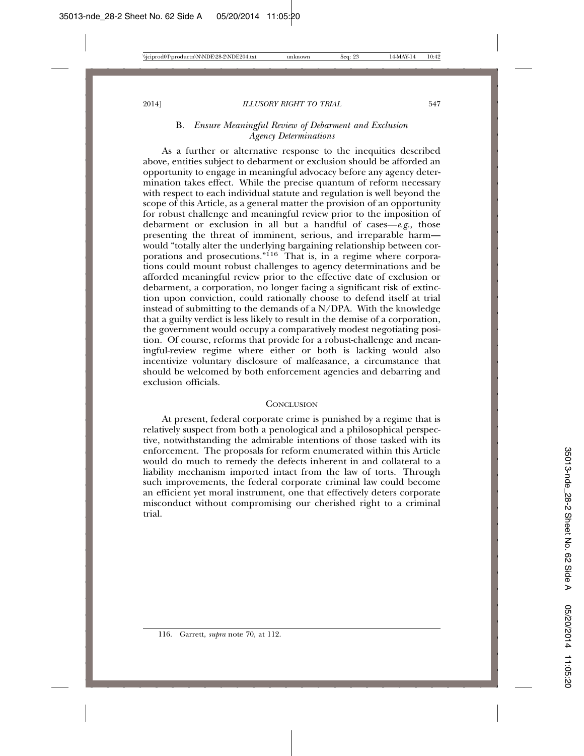### B. *Ensure Meaningful Review of Debarment and Exclusion Agency Determinations*

As a further or alternative response to the inequities described above, entities subject to debarment or exclusion should be afforded an opportunity to engage in meaningful advocacy before any agency determination takes effect. While the precise quantum of reform necessary with respect to each individual statute and regulation is well beyond the scope of this Article, as a general matter the provision of an opportunity for robust challenge and meaningful review prior to the imposition of debarment or exclusion in all but a handful of cases—*e.g.*, those presenting the threat of imminent, serious, and irreparable harm—would "totally alter the underlying bargaining relationship between corporations and prosecutions."[116] That is, in a regime where corporations could mount robust challenges to agency determinations and be afforded meaningful review prior to the effective date of exclusion or debarment, a corporation, no longer facing a significant risk of extinction upon conviction, could rationally choose to defend itself at trial instead of submitting to the demands of a N/DPA. With the knowledge that a guilty verdict is less likely to result in the demise of a corporation, the government would occupy a comparatively modest negotiating position. Of course, reforms that provide for a robust-challenge and meaningful-review regime where either or both is lacking would also incentivize voluntary disclosure of malfeasance, a circumstance that should be welcomed by both enforcement agencies and debarring and exclusion officials.

## Conclusion

At present, federal corporate crime is punished by a regime that is relatively suspect from both a penological and a philosophical perspective, notwithstanding the admirable intentions of those tasked with its enforcement. The proposals for reform enumerated within this Article would do much to remedy the defects inherent in and collateral to a liability mechanism imported intact from the law of torts. Through such improvements, the federal corporate criminal law could become an efficient yet moral instrument, one that effectively deters corporate misconduct without compromising our cherished right to a criminal trial.

---

116. Garrett, *supra* note 70, at 112.